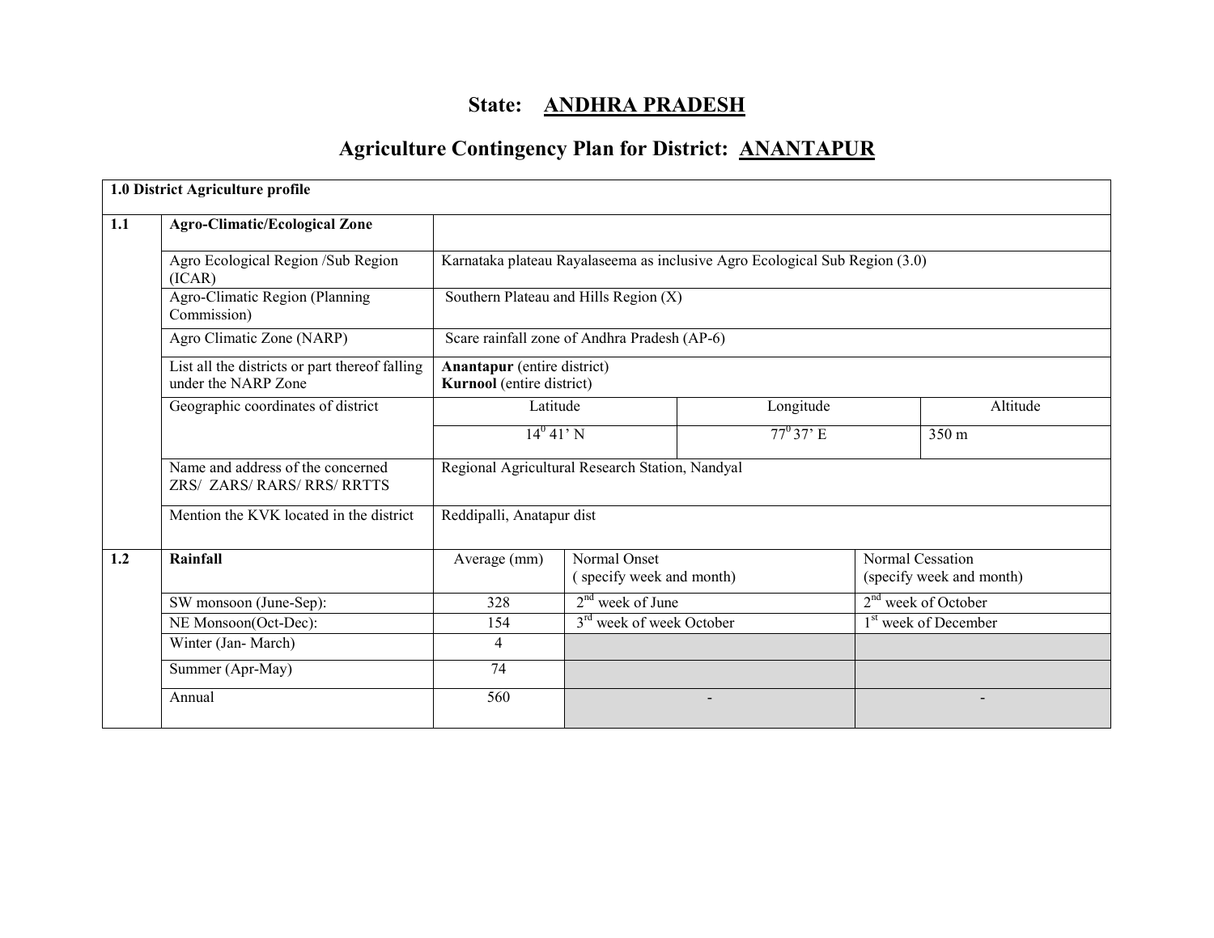# State: ANDHRA PRADESH

## Agriculture Contingency Plan for District: ANANTAPUR

| 1.0 District Agriculture profile | | | | |
|---|---|---|---|---|
| 1.1 | **Agro-Climatic/Ecological Zone** | | | |
| | Agro Ecological Region /Sub Region (ICAR) | Karnataka plateau Rayalaseema as inclusive Agro Ecological Sub Region (3.0) | | |
| | Agro-Climatic Region (Planning Commission) | Southern Plateau and Hills Region (X) | | |
| | Agro Climatic Zone (NARP) | Scare rainfall zone of Andhra Pradesh (AP-6) | | |
| | List all the districts or part thereof falling under the NARP Zone | **Anantapur** (entire district)<br>**Kurnool** (entire district) | | |
| | Geographic coordinates of district | Latitude | Longitude | Altitude |
| | | $14^0$ 41' N | $77^0$ 37' E | 350 m |
| | Name and address of the concerned ZRS/ ZARS/ RARS/ RRS/ RRTTS | Regional Agricultural Research Station, Nandyal | | |
| | Mention the KVK located in the district | Reddipalli, Anatapur dist | | |

| 1.2 | **Rainfall** | Average (mm) | Normal Onset ( specify week and month) | Normal Cessation (specify week and month) |
|---|---|---|---|---|
| | SW monsoon (June-Sep): | 328 | 2nd week of June | 2nd week of October |
| | NE Monsoon(Oct-Dec): | 154 | 3rd week of week October | 1st week of December |
| | Winter (Jan- March) | 4 | | |
| | Summer (Apr-May) | 74 | | |
| | Annual | 560 | - | - |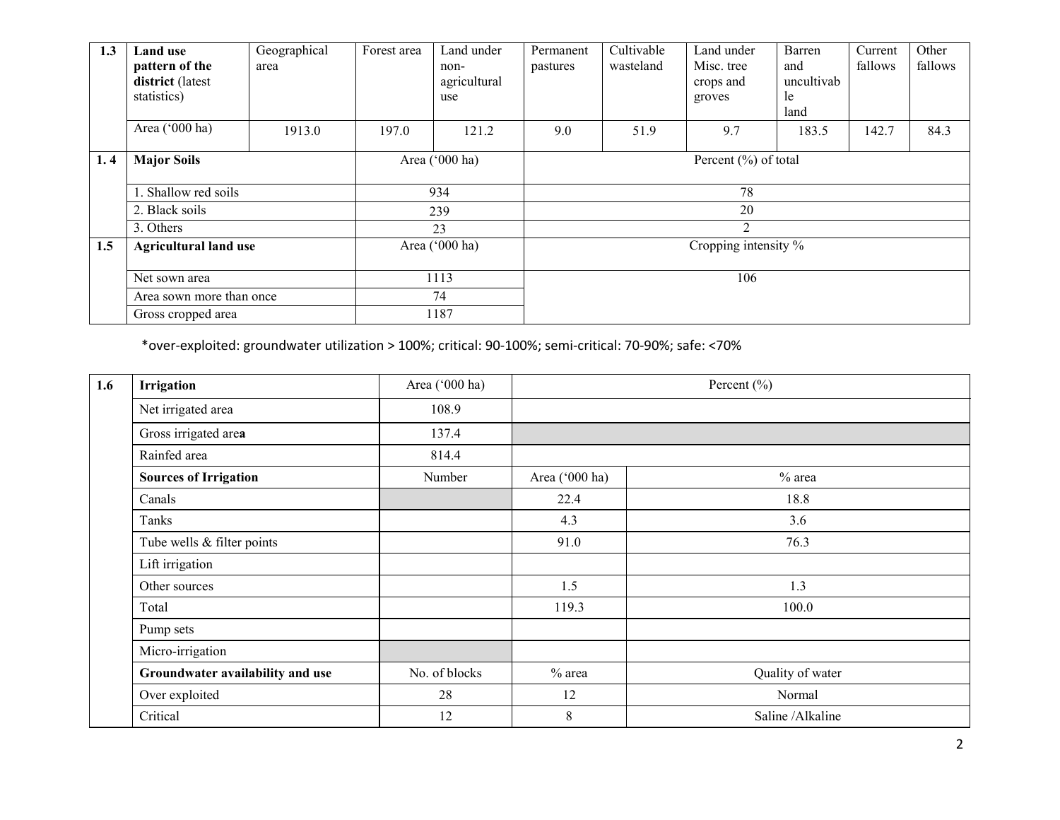| 1.3 | **Land use pattern of the district** (latest statistics) | Geographical area | Forest area | Land under non-agricultural use | Permanent pastures | Cultivable wasteland | Land under Misc. tree crops and groves | Barren and uncultivable land | Current fallows | Other fallows |
|---|---|---|---|---|---|---|---|---|---|---|
| | Area ('000 ha) | 1913.0 | 197.0 | 121.2 | 9.0 | 51.9 | 9.7 | 183.5 | 142.7 | 84.3 |

| 1. 4 | **Major Soils** | Area ('000 ha) | Percent (%) of total |
|---|---|---|---|
| | 1. Shallow red soils | 934 | 78 |
| | 2. Black soils | 239 | 20 |
| | 3. Others | 23 | 2 |
| **1.5** | **Agricultural land use** | Area ('000 ha) | Cropping intensity % |
| | Net sown area | 1113 | 106 |
| | Area sown more than once | 74 | |
| | Gross cropped area | 1187 | |

*over-exploited: groundwater utilization > 100%; critical: 90-100%; semi-critical: 70-90%; safe: <70%

| 1.6 | **Irrigation** | Area ('000 ha) | Percent (%) | |
|---|---|---|---|---|
| | Net irrigated area | 108.9 | | |
| | Gross irrigated are**a** | 137.4 | | |
| | Rainfed area | 814.4 | | |
| | **Sources of Irrigation** | Number | Area ('000 ha) | % area |
| | Canals | | 22.4 | 18.8 |
| | Tanks | | 4.3 | 3.6 |
| | Tube wells & filter points | | 91.0 | 76.3 |
| | Lift irrigation | | | |
| | Other sources | | 1.5 | 1.3 |
| | Total | | 119.3 | 100.0 |
| | Pump sets | | | |
| | Micro-irrigation | | | |
| | **Groundwater availability and use** | No. of blocks | % area | Quality of water |
| | Over exploited | 28 | 12 | Normal |
| | Critical | 12 | 8 | Saline /Alkaline |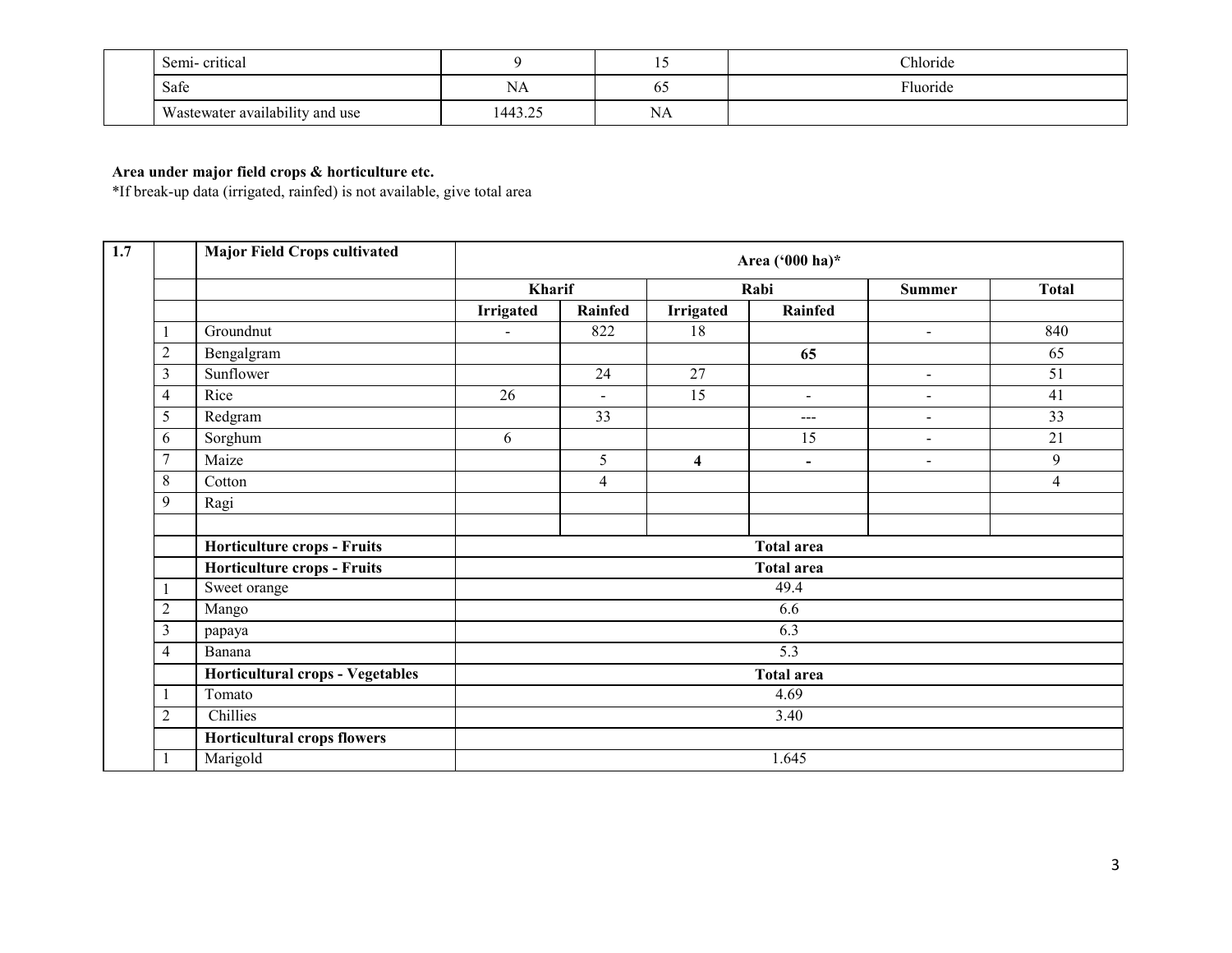| | Semi- critical | 9 | 15 | Chloride |
|---|---|---|---|---|
| | Safe | NA | 65 | Fluoride |
| | Wastewater availability and use | 1443.25 | NA | |

**Area under major field crops & horticulture etc.**

*If break-up data (irrigated, rainfed) is not available, give total area

| **1.7** | | **Major Field Crops cultivated** | **Area ('000 ha)*** | | | | | |
|---|---|---|---|---|---|---|---|---|
| | | | **Kharif** | | **Rabi** | | **Summer** | **Total** |
| | | | **Irrigated** | **Rainfed** | **Irrigated** | **Rainfed** | | |
| | 1 | Groundnut | - | 822 | 18 | | - | 840 |
| | 2 | Bengalgram | | | | **65** | | 65 |
| | 3 | Sunflower | | 24 | 27 | | - | 51 |
| | 4 | Rice | 26 | - | 15 | - | - | 41 |
| | 5 | Redgram | | 33 | | --- | - | 33 |
| | 6 | Sorghum | 6 | | | 15 | - | 21 |
| | 7 | Maize | | 5 | **4** | **-** | - | 9 |
| | 8 | Cotton | | 4 | | | | 4 |
| | 9 | Ragi | | | | | | |
| | | | | | | | | |
| | | **Horticulture crops - Fruits** | **Total area** | | | | | |
| | | **Horticulture crops - Fruits** | **Total area** | | | | | |
| | 1 | Sweet orange | 49.4 | | | | | |
| | 2 | Mango | 6.6 | | | | | |
| | 3 | papaya | 6.3 | | | | | |
| | 4 | Banana | 5.3 | | | | | |
| | | **Horticultural crops - Vegetables** | **Total area** | | | | | |
| | 1 | Tomato | 4.69 | | | | | |
| | 2 | Chillies | 3.40 | | | | | |
| | | **Horticultural crops flowers** | | | | | | |
| | 1 | Marigold | 1.645 | | | | | |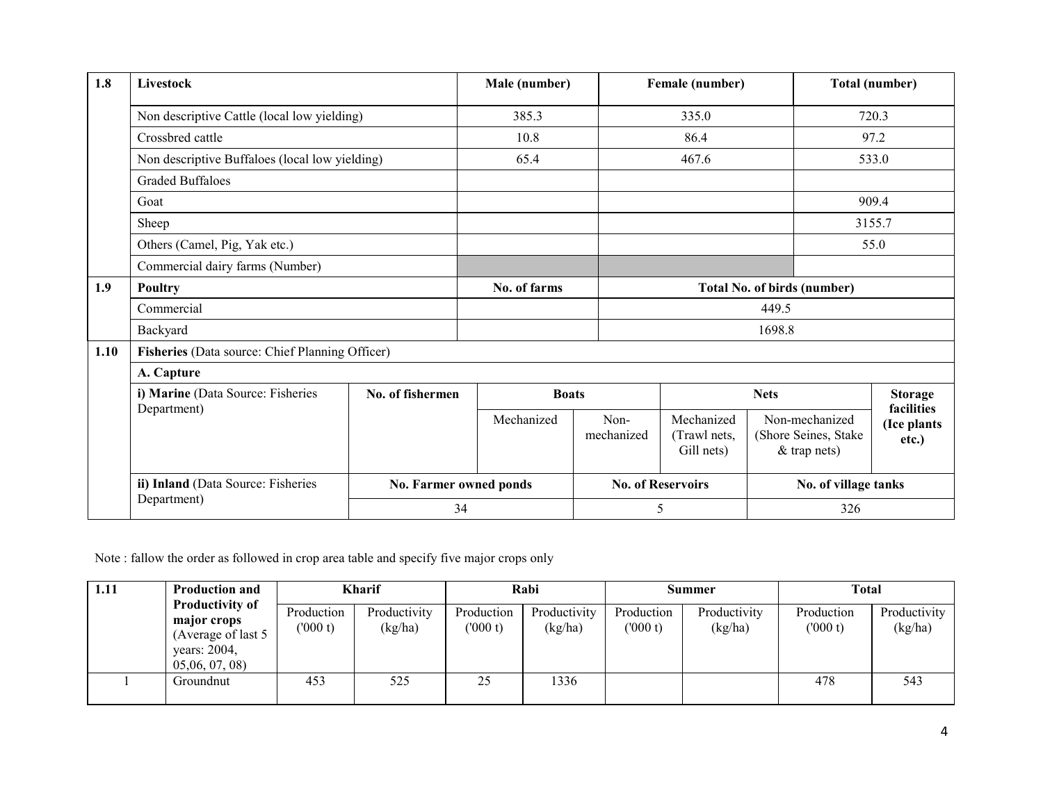| 1.8 | Livestock | Male (number) | Female (number) | Total (number) |
|---|---|---|---|---|
| | Non descriptive Cattle (local low yielding) | 385.3 | 335.0 | 720.3 |
| | Crossbred cattle | 10.8 | 86.4 | 97.2 |
| | Non descriptive Buffaloes (local low yielding) | 65.4 | 467.6 | 533.0 |
| | Graded Buffaloes | | | |
| | Goat | | | 909.4 |
| | Sheep | | | 3155.7 |
| | Others (Camel, Pig, Yak etc.) | | | 55.0 |
| | Commercial dairy farms (Number) | | | |
| **1.9** | **Poultry** | **No. of farms** | **Total No. of birds (number)** | |
| | Commercial | | 449.5 | |
| | Backyard | | 1698.8 | |

| 1.10 | **Fisheries** (Data source: Chief Planning Officer) | | | | | | |
|---|---|---|---|---|---|---|---|
| | **A. Capture** | | | | | | |
| | **i) Marine** (Data Source: Fisheries Department) | **No. of fishermen** | **Boats** | | **Nets** | | **Storage facilities (Ice plants etc.)** |
| | | | Mechanized | Non-mechanized | Mechanized (Trawl nets, Gill nets) | Non-mechanized (Shore Seines, Stake & trap nets) | |
| | **ii) Inland** (Data Source: Fisheries Department) | **No. Farmer owned ponds** | | **No. of Reservoirs** | | **No. of village tanks** | |
| | | 34 | | 5 | | 326 | |

Note : fallow the order as followed in crop area table and specify five major crops only

| 1.11 | **Production and Productivity of major crops** (Average of last 5 years: 2004, 05,06, 07, 08) | **Kharif** | | **Rabi** | | **Summer** | | **Total** | |
|---|---|---|---|---|---|---|---|---|---|
| | | Production ('000 t) | Productivity (kg/ha) | Production ('000 t) | Productivity (kg/ha) | Production ('000 t) | Productivity (kg/ha) | Production ('000 t) | Productivity (kg/ha) |
| 1 | Groundnut | 453 | 525 | 25 | 1336 | | | 478 | 543 |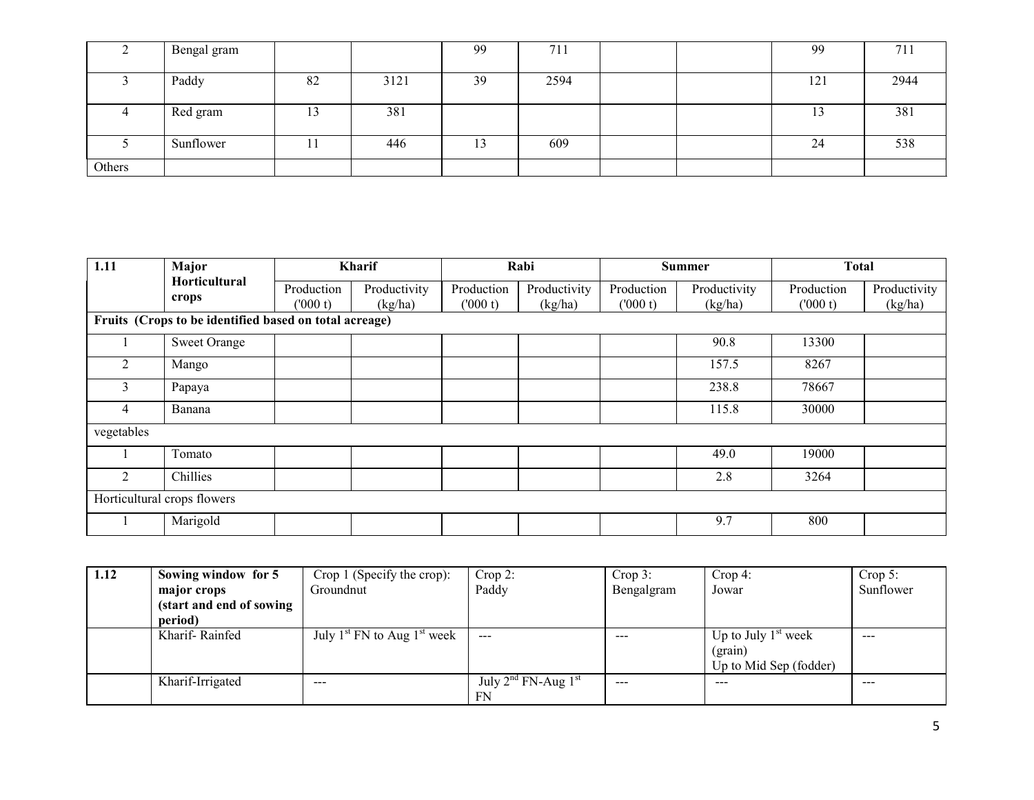| | | | | | | | | | |
|---|---|---|---|---|---|---|---|---|---|
| 2 | Bengal gram | | | 99 | 711 | | | 99 | 711 |
| 3 | Paddy | 82 | 3121 | 39 | 2594 | | | 121 | 2944 |
| 4 | Red gram | 13 | 381 | | | | | 13 | 381 |
| 5 | Sunflower | 11 | 446 | 13 | 609 | | | 24 | 538 |
| Others | | | | | | | | | |

| 1.11 | Major Horticultural crops | Kharif | | Rabi | | Summer | | Total | |
|---|---|---|---|---|---|---|---|---|---|
| | | Production ('000 t) | Productivity (kg/ha) | Production ('000 t) | Productivity (kg/ha) | Production ('000 t) | Productivity (kg/ha) | Production ('000 t) | Productivity (kg/ha) |
| **Fruits (Crops to be identified based on total acreage)** | | | | | | | | | |
| 1 | Sweet Orange | | | | | | 90.8 | 13300 | |
| 2 | Mango | | | | | | 157.5 | 8267 | |
| 3 | Papaya | | | | | | 238.8 | 78667 | |
| 4 | Banana | | | | | | 115.8 | 30000 | |
| vegetables | | | | | | | | | |
| 1 | Tomato | | | | | | 49.0 | 19000 | |
| 2 | Chillies | | | | | | 2.8 | 3264 | |
| Horticultural crops flowers | | | | | | | | | |
| 1 | Marigold | | | | | | 9.7 | 800 | |

| 1.12 | **Sowing window for 5 major crops (start and end of sowing period)** | Crop 1 (Specify the crop): Groundnut | Crop 2: Paddy | Crop 3: Bengalgram | Crop 4: Jowar | Crop 5: Sunflower |
|---|---|---|---|---|---|---|
| | Kharif- Rainfed | July 1st FN to Aug 1st week | --- | --- | Up to July 1st week (grain) Up to Mid Sep (fodder) | --- |
| | Kharif-Irrigated | --- | July 2nd FN-Aug 1st FN | --- | --- | --- |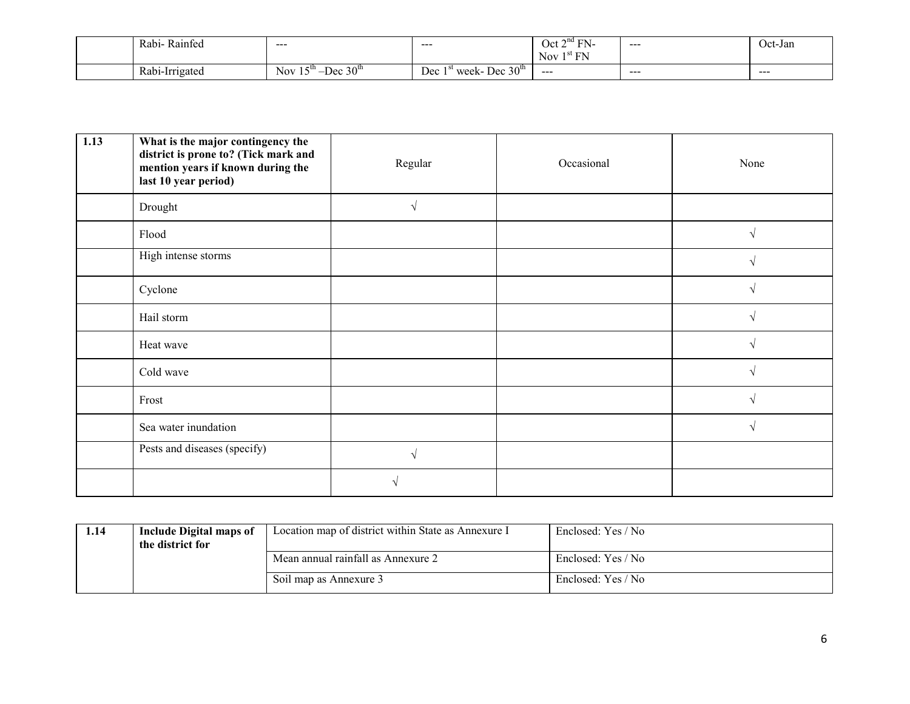| | Rabi- Rainfed | --- | --- | Oct 2nd FN- Nov 1st FN | --- | Oct-Jan |
|---|---|---|---|---|---|---|
| | Rabi-Irrigated | Nov 15th –Dec 30th | Dec 1st week- Dec 30th | --- | --- | --- |

| 1.13 | What is the major contingency the district is prone to? (Tick mark and mention years if known during the last 10 year period) | Regular | Occasional | None |
|---|---|---|---|---|
| | Drought | √ | | |
| | Flood | | | √ |
| | High intense storms | | | √ |
| | Cyclone | | | √ |
| | Hail storm | | | √ |
| | Heat wave | | | √ |
| | Cold wave | | | √ |
| | Frost | | | √ |
| | Sea water inundation | | | √ |
| | Pests and diseases (specify) | √ | | |
| | | √ | | |

| 1.14 | Include Digital maps of the district for | Location map of district within State as Annexure I | Enclosed: Yes / No |
|---|---|---|---|
| | | Mean annual rainfall as Annexure 2 | Enclosed: Yes / No |
| | | Soil map as Annexure 3 | Enclosed: Yes / No |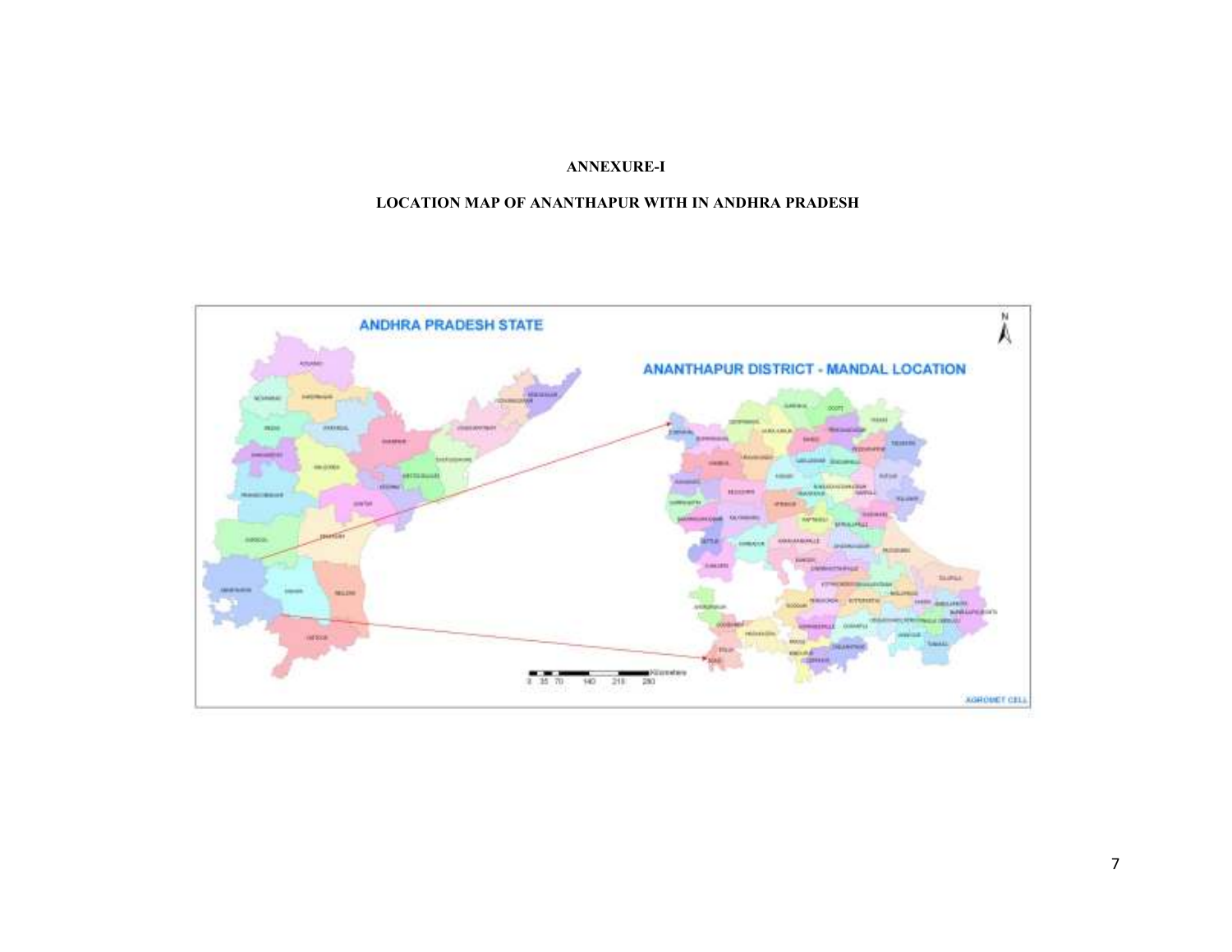**ANNEXURE-I**

**LOCATION MAP OF ANANTHAPUR WITH IN ANDHRA PRADESH**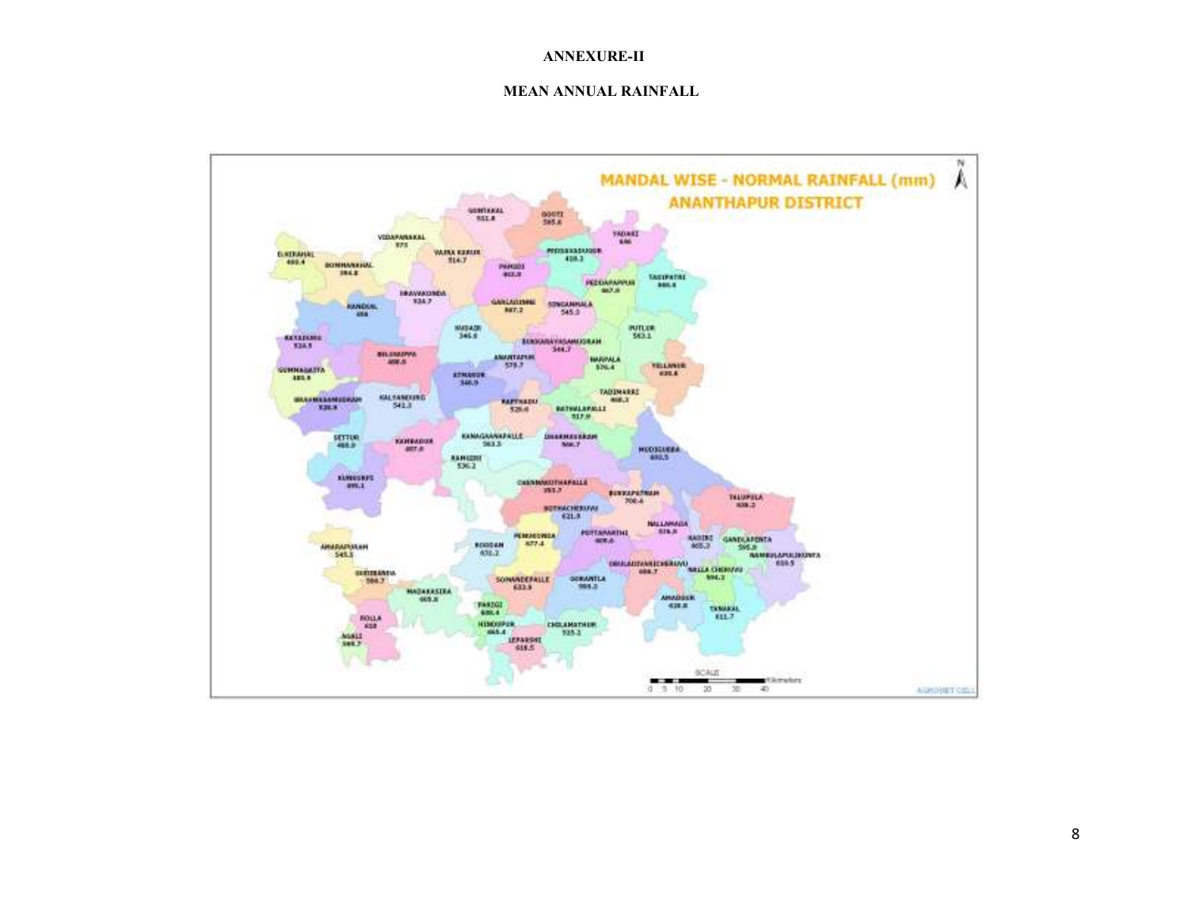# ANNEXURE-II

## MEAN ANNUAL RAINFALL

MANDAL WISE - NORMAL RAINFALL (mm)
ANANTHAPUR DISTRICT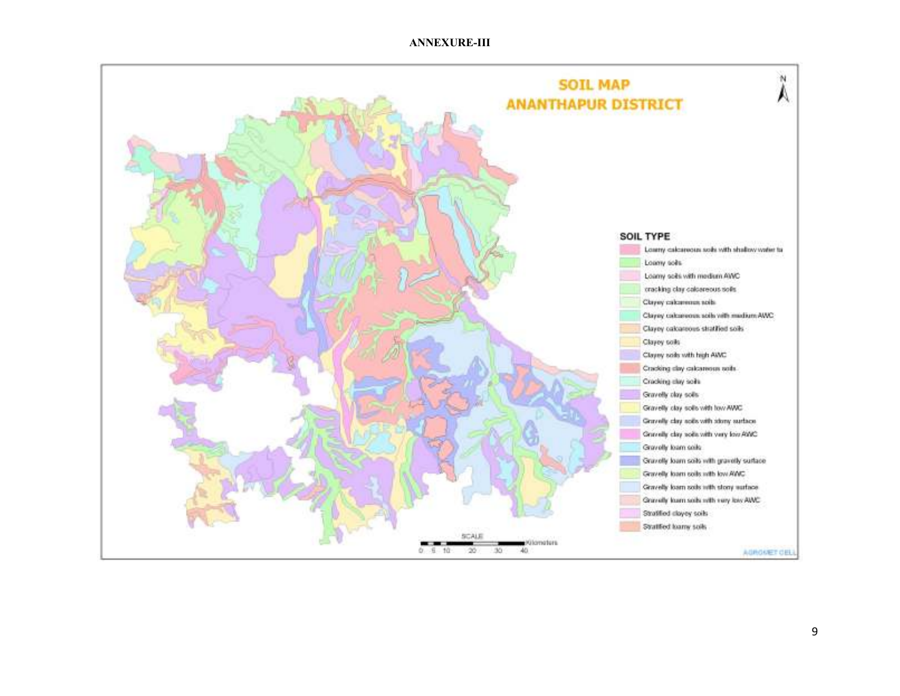**ANNEXURE-III**

**SOIL MAP**
**ANANTHAPUR DISTRICT**

**SOIL TYPE**

- Loamy calcareous soils with shallow water ta
- Loamy soils
- Loamy soils with medium AWC
- cracking clay calcareous soils
- Clayey calcareous soils
- Clayey calcareous soils with medium AWC
- Clayey calcareous stratified soils
- Clayey soils
- Clayey soils with high AWC
- Cracking clay calcareous soils
- Cracking clay soils
- Gravelly clay soils
- Gravelly clay soils with low AWC
- Gravelly clay soils with stony surface
- Gravelly clay soils with very low AWC
- Gravelly loam soils
- Gravelly loam soils with gravelly surface
- Gravelly loam soils with low AWC
- Gravelly loam soils with stony surface
- Gravelly loam soils with very low AWC
- Stratified clayey soils
- Stratified loamy soils

SCALE
0 5 10 20 30 40 Kilometers

AGROMET CELL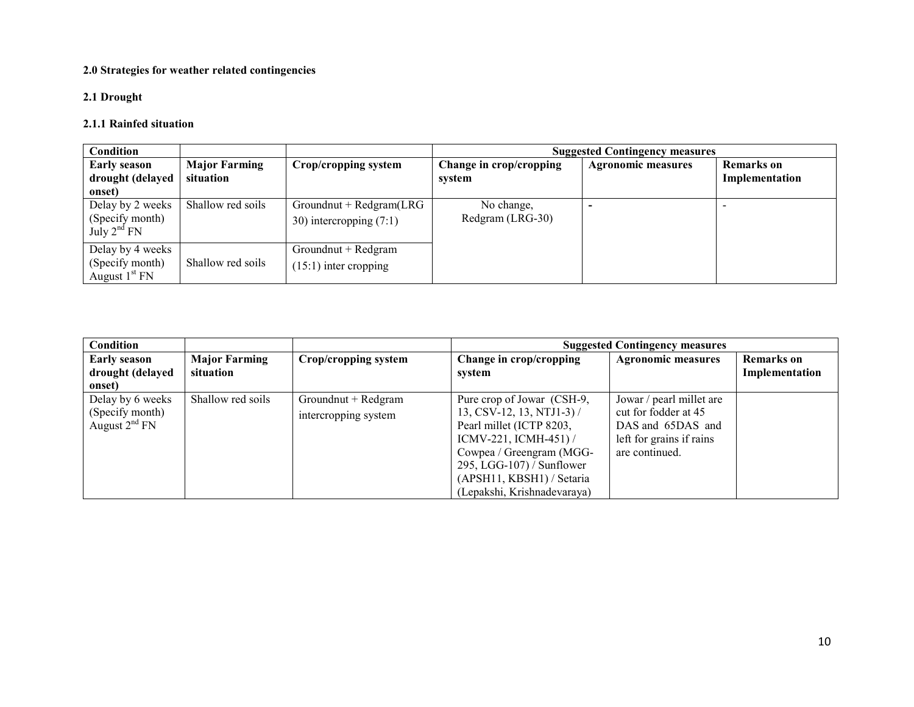**2.0 Strategies for weather related contingencies**

**2.1 Drought**

**2.1.1 Rainfed situation**

| **Condition** | | | **Suggested Contingency measures** | | |
|---|---|---|---|---|---|
| **Early season drought (delayed onset)** | **Major Farming situation** | **Crop/cropping system** | **Change in crop/cropping system** | **Agronomic measures** | **Remarks on Implementation** |
| Delay by 2 weeks (Specify month) July 2[nd] FN | Shallow red soils | Groundnut + Redgram(LRG 30) intercropping (7:1) | No change, Redgram (LRG-30) | - | - |
| Delay by 4 weeks (Specify month) August 1[st] FN | Shallow red soils | Groundnut + Redgram (15:1) inter cropping | | | |

| **Condition** | | | **Suggested Contingency measures** | | |
|---|---|---|---|---|---|
| **Early season drought (delayed onset)** | **Major Farming situation** | **Crop/cropping system** | **Change in crop/cropping system** | **Agronomic measures** | **Remarks on Implementation** |
| Delay by 6 weeks (Specify month) August 2[nd] FN | Shallow red soils | Groundnut + Redgram intercropping system | Pure crop of Jowar (CSH-9, 13, CSV-12, 13, NTJ1-3) / Pearl millet (ICTP 8203, ICMV-221, ICMH-451) / Cowpea / Greengram (MGG-295, LGG-107) / Sunflower (APSH11, KBSH1) / Setaria (Lepakshi, Krishnadevaraya) | Jowar / pearl millet are cut for fodder at 45 DAS and 65DAS and left for grains if rains are continued. | |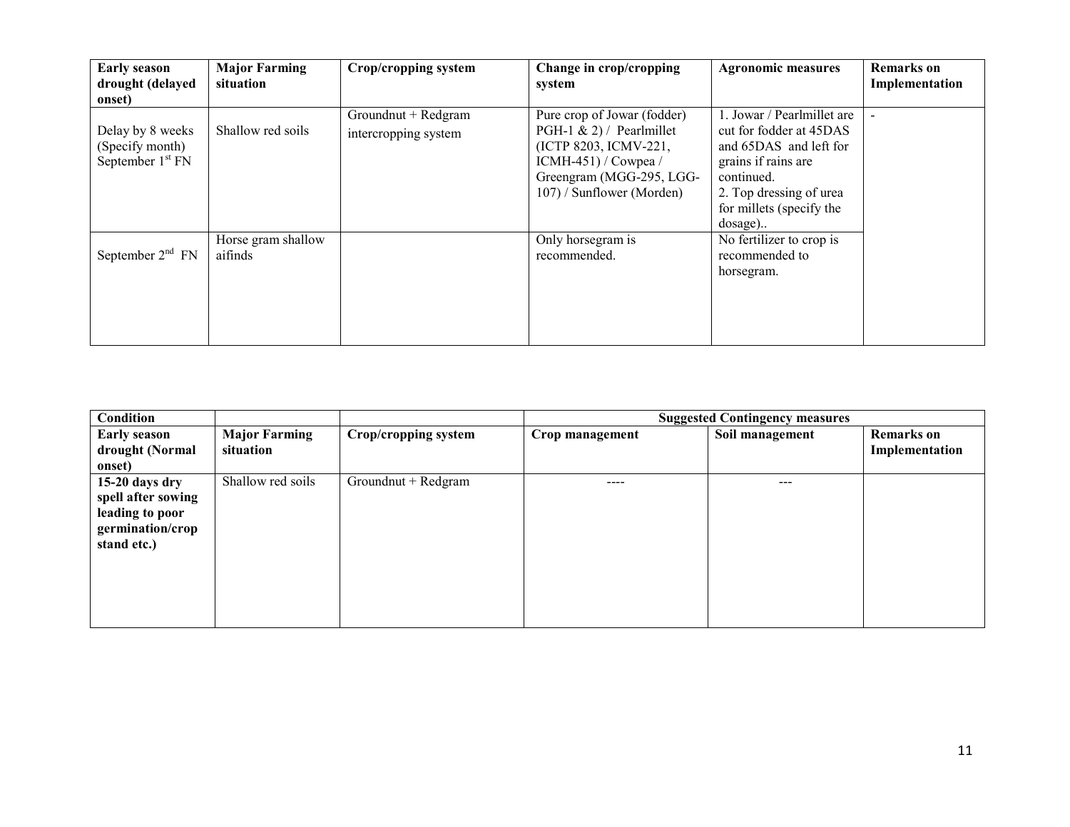| Early season drought (delayed onset) | Major Farming situation | Crop/cropping system | Change in crop/cropping system | Agronomic measures | Remarks on Implementation |
|---|---|---|---|---|---|
| Delay by 8 weeks (Specify month) September 1st FN | Shallow red soils | Groundnut + Redgram intercropping system | Pure crop of Jowar (fodder) PGH-1 & 2) / Pearlmillet (ICTP 8203, ICMV-221, ICMH-451) / Cowpea / Greengram (MGG-295, LGG-107) / Sunflower (Morden) | 1. Jowar / Pearlmillet are cut for fodder at 45DAS and 65DAS and left for grains if rains are continued. 2. Top dressing of urea for millets (specify the dosage).. | - |
| September 2nd FN | Horse gram shallow aifinds | | Only horsegram is recommended. | No fertilizer to crop is recommended to horsegram. | |

| Condition | | | Suggested Contingency measures | | |
|---|---|---|---|---|---|
| **Early season drought (Normal onset)** | **Major Farming situation** | **Crop/cropping system** | **Crop management** | **Soil management** | **Remarks on Implementation** |
| **15-20 days dry spell after sowing leading to poor germination/crop stand etc.)** | Shallow red soils | Groundnut + Redgram | ---- | --- | |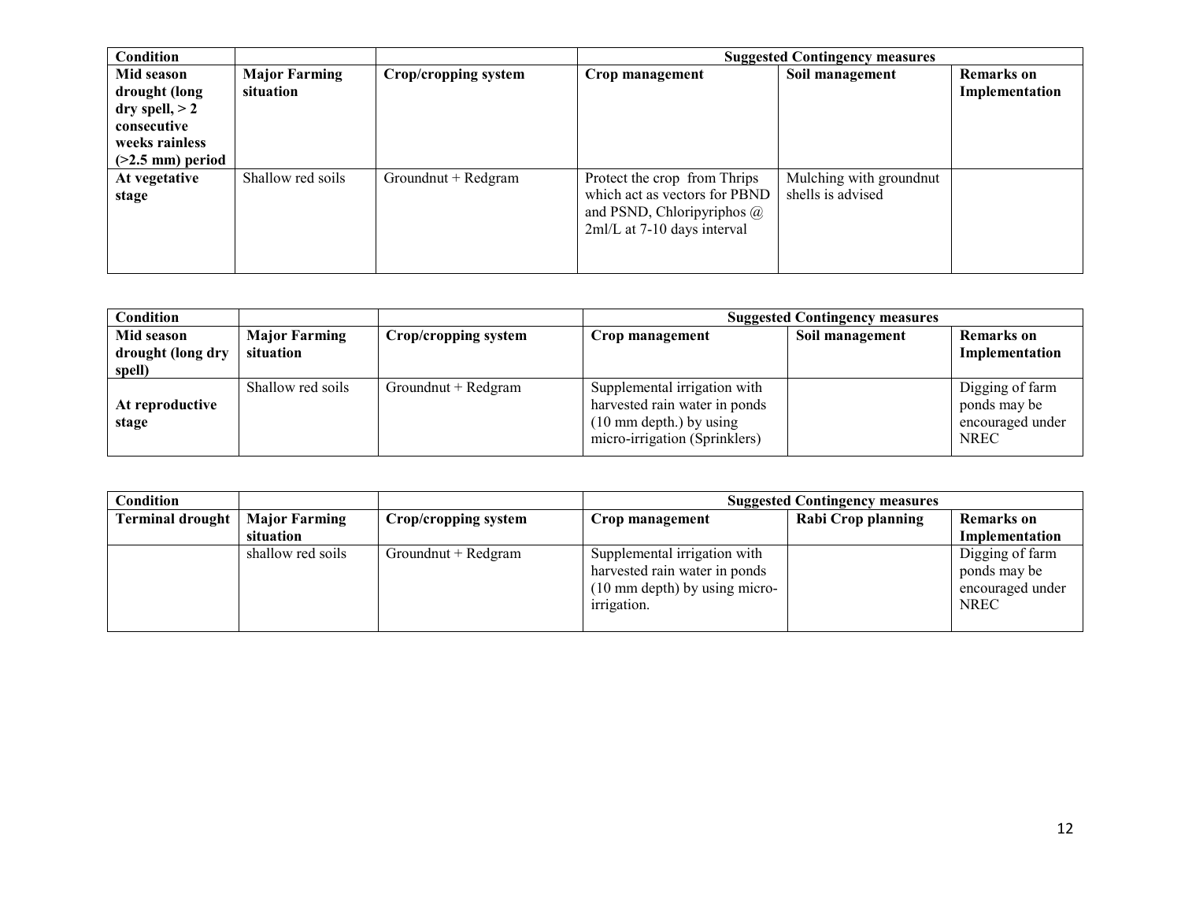| Condition | | | Suggested Contingency measures | | |
|---|---|---|---|---|---|
| **Mid season drought (long dry spell, > 2 consecutive weeks rainless (>2.5 mm) period** | **Major Farming situation** | **Crop/cropping system** | **Crop management** | **Soil management** | **Remarks on Implementation** |
| **At vegetative stage** | Shallow red soils | Groundnut + Redgram | Protect the crop from Thrips which act as vectors for PBND and PSND, Chloripyriphos @ 2ml/L at 7-10 days interval | Mulching with groundnut shells is advised | |

| Condition | | | Suggested Contingency measures | | |
|---|---|---|---|---|---|
| **Mid season drought (long dry spell)** | **Major Farming situation** | **Crop/cropping system** | **Crop management** | **Soil management** | **Remarks on Implementation** |
| **At reproductive stage** | Shallow red soils | Groundnut + Redgram | Supplemental irrigation with harvested rain water in ponds (10 mm depth.) by using micro-irrigation (Sprinklers) | | Digging of farm ponds may be encouraged under NREC |

| Condition | | | Suggested Contingency measures | | |
|---|---|---|---|---|---|
| **Terminal drought** | **Major Farming situation** | **Crop/cropping system** | **Crop management** | **Rabi Crop planning** | **Remarks on Implementation** |
| | shallow red soils | Groundnut + Redgram | Supplemental irrigation with harvested rain water in ponds (10 mm depth) by using micro-irrigation. | | Digging of farm ponds may be encouraged under NREC |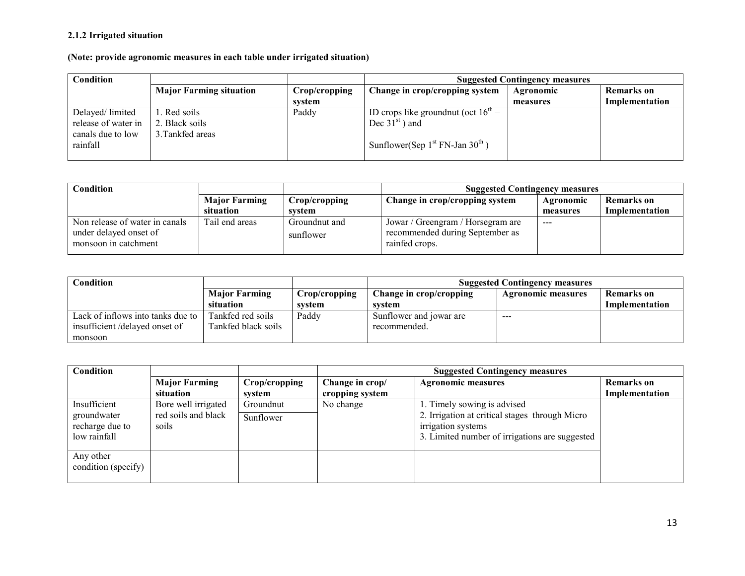**2.1.2 Irrigated situation**

**(Note: provide agronomic measures in each table under irrigated situation)**

| Condition | | | Suggested Contingency measures | | |
|---|---|---|---|---|---|
| | **Major Farming situation** | **Crop/cropping system** | **Change in crop/cropping system** | **Agronomic measures** | **Remarks on Implementation** |
| Delayed/ limited release of water in canals due to low rainfall | 1. Red soils<br>2. Black soils<br>3.Tankfed areas | Paddy | ID crops like groundnut (oct $16^{th}$ – Dec $31^{st}$ ) and<br><br>Sunflower(Sep $1^{st}$ FN-Jan $30^{th}$ ) | | |

| Condition | | | Suggested Contingency measures | | |
|---|---|---|---|---|---|
| | **Major Farming situation** | **Crop/cropping system** | **Change in crop/cropping system** | **Agronomic measures** | **Remarks on Implementation** |
| Non release of water in canals under delayed onset of monsoon in catchment | Tail end areas | Groundnut and sunflower | Jowar / Greengram / Horsegram are recommended during September as rainfed crops. | --- | |

| Condition | | | Suggested Contingency measures | | |
|---|---|---|---|---|---|
| | **Major Farming situation** | **Crop/cropping system** | **Change in crop/cropping system** | **Agronomic measures** | **Remarks on Implementation** |
| Lack of inflows into tanks due to insufficient /delayed onset of monsoon | Tankfed red soils<br>Tankfed black soils | Paddy | Sunflower and jowar are recommended. | --- | |

| Condition | | | Suggested Contingency measures | | |
|---|---|---|---|---|---|
| | **Major Farming situation** | **Crop/cropping system** | **Change in crop/ cropping system** | **Agronomic measures** | **Remarks on Implementation** |
| Insufficient groundwater recharge due to low rainfall | Bore well irrigated red soils and black soils | Groundnut<br>Sunflower | No change | 1. Timely sowing is advised<br>2. Irrigation at critical stages through Micro irrigation systems<br>3. Limited number of irrigations are suggested | |
| Any other condition (specify) | | | | | |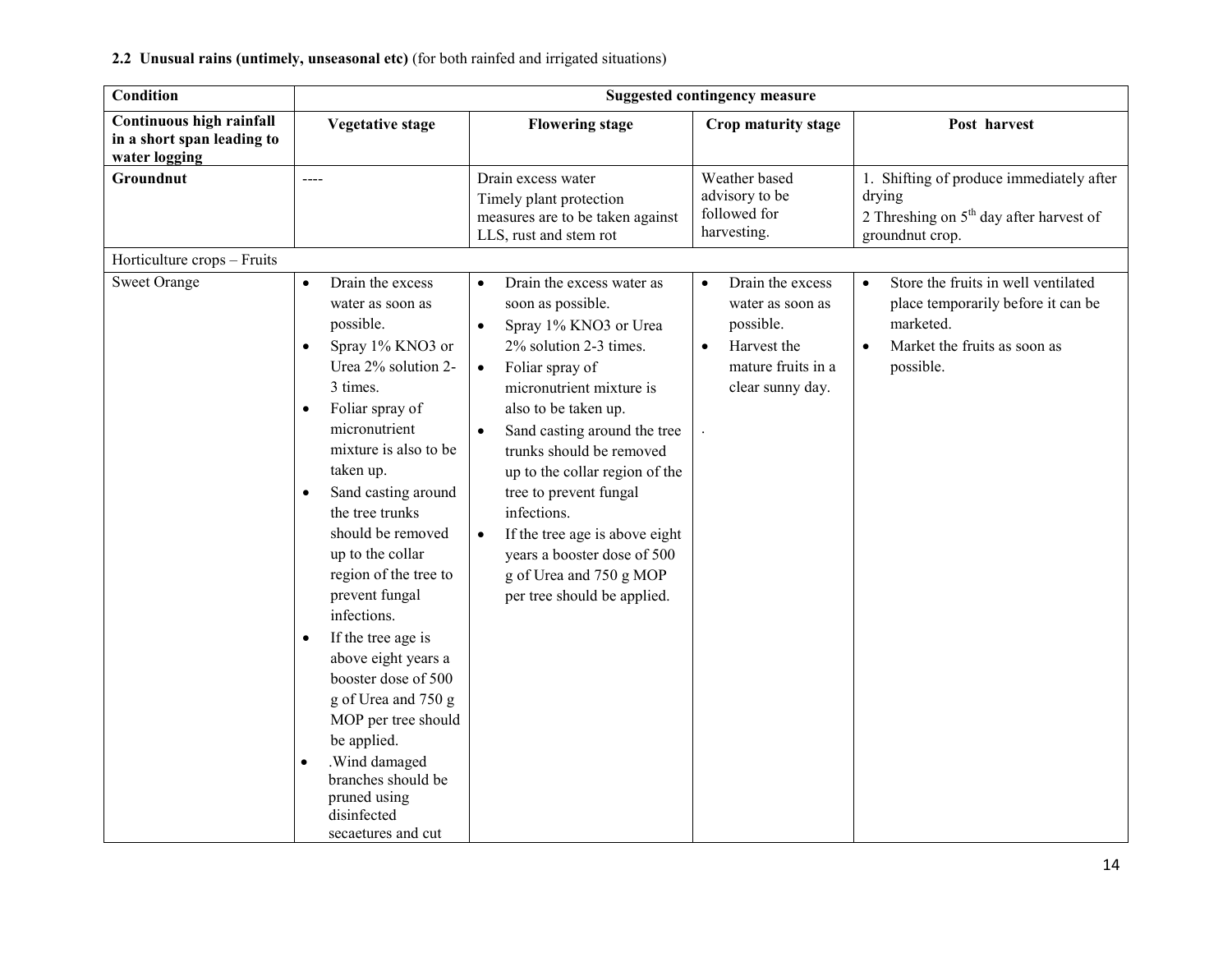**2.2 Unusual rains (untimely, unseasonal etc)** (for both rainfed and irrigated situations)

| **Condition** | **Suggested contingency measure** | | | |
|---|---|---|---|---|
| **Continuous high rainfall in a short span leading to water logging** | **Vegetative stage** | **Flowering stage** | **Crop maturity stage** | **Post harvest** |
| **Groundnut** | ---- | Drain excess water<br>Timely plant protection measures are to be taken against LLS, rust and stem rot | Weather based advisory to be followed for harvesting. | 1. Shifting of produce immediately after drying<br>2 Threshing on 5th day after harvest of groundnut crop. |
| Horticulture crops – Fruits | | | | |
| Sweet Orange | • Drain the excess water as soon as possible.<br>• Spray 1% KNO3 or Urea 2% solution 2-3 times.<br>• Foliar spray of micronutrient mixture is also to be taken up.<br>• Sand casting around the tree trunks should be removed up to the collar region of the tree to prevent fungal infections.<br>• If the tree age is above eight years a booster dose of 500 g of Urea and 750 g MOP per tree should be applied.<br>• .Wind damaged branches should be pruned using disinfected secaetures and cut | • Drain the excess water as soon as possible.<br>• Spray 1% KNO3 or Urea 2% solution 2-3 times.<br>• Foliar spray of micronutrient mixture is also to be taken up.<br>• Sand casting around the tree trunks should be removed up to the collar region of the tree to prevent fungal infections.<br>• If the tree age is above eight years a booster dose of 500 g of Urea and 750 g MOP per tree should be applied. | • Drain the excess water as soon as possible.<br>• Harvest the mature fruits in a clear sunny day.<br>. | • Store the fruits in well ventilated place temporarily before it can be marketed.<br>• Market the fruits as soon as possible. |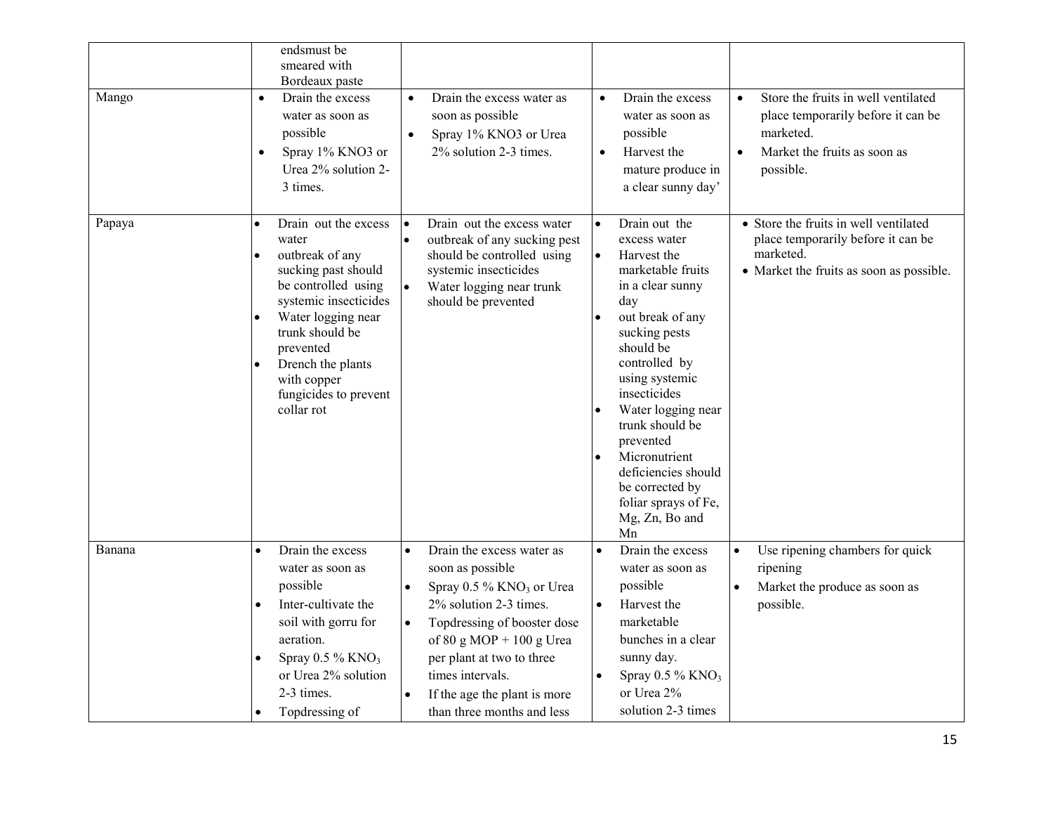| | | | | |
|---|---|---|---|---|
| | endsmust be smeared with Bordeaux paste | | | |
| Mango | • Drain the excess water as soon as possible<br>• Spray 1% KNO3 or Urea 2% solution 2-3 times. | • Drain the excess water as soon as possible<br>• Spray 1% KNO3 or Urea 2% solution 2-3 times. | • Drain the excess water as soon as possible<br>• Harvest the mature produce in a clear sunny day' | • Store the fruits in well ventilated place temporarily before it can be marketed.<br>• Market the fruits as soon as possible. |
| Papaya | • Drain out the excess water<br>• outbreak of any sucking past should be controlled using systemic insecticides<br>• Water logging near trunk should be prevented<br>• Drench the plants with copper fungicides to prevent collar rot | • Drain out the excess water<br>• outbreak of any sucking pest should be controlled using systemic insecticides<br>• Water logging near trunk should be prevented | • Drain out the excess water<br>• Harvest the marketable fruits in a clear sunny day<br>• out break of any sucking pests should be controlled by using systemic insecticides<br>• Water logging near trunk should be prevented<br>• Micronutrient deficiencies should be corrected by foliar sprays of Fe, Mg, Zn, Bo and Mn | • Store the fruits in well ventilated place temporarily before it can be marketed.<br>• Market the fruits as soon as possible. |
| Banana | • Drain the excess water as soon as possible<br>• Inter-cultivate the soil with gorru for aeration.<br>• Spray 0.5 % $KNO_3$ or Urea 2% solution 2-3 times.<br>• Topdressing of | • Drain the excess water as soon as possible<br>• Spray 0.5 % $KNO_3$ or Urea 2% solution 2-3 times.<br>• Topdressing of booster dose of 80 g MOP + 100 g Urea per plant at two to three times intervals.<br>• If the age the plant is more than three months and less | • Drain the excess water as soon as possible<br>• Harvest the marketable bunches in a clear sunny day.<br>• Spray 0.5 % $KNO_3$ or Urea 2% solution 2-3 times | • Use ripening chambers for quick ripening<br>• Market the produce as soon as possible. |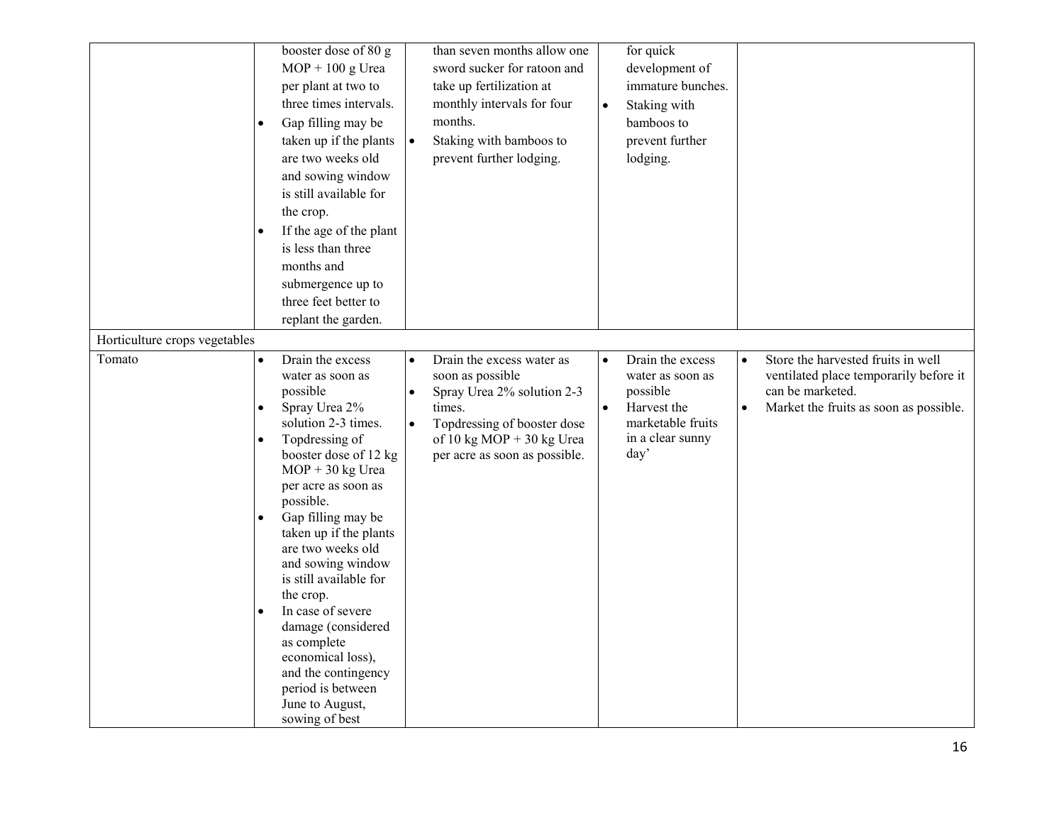| | | | | |
|---|---|---|---|---|
| | • booster dose of 80 g MOP + 100 g Urea per plant at two to three times intervals.<br>• Gap filling may be taken up if the plants are two weeks old and sowing window is still available for the crop.<br>• If the age of the plant is less than three months and submergence up to three feet better to replant the garden. | than seven months allow one sword sucker for ratoon and take up fertilization at monthly intervals for four months.<br>• Staking with bamboos to prevent further lodging. | for quick development of immature bunches.<br>• Staking with bamboos to prevent further lodging. | |
| Horticulture crops vegetables | | | | |
| Tomato | • Drain the excess water as soon as possible<br>• Spray Urea 2% solution 2-3 times.<br>• Topdressing of booster dose of 12 kg MOP + 30 kg Urea per acre as soon as possible.<br>• Gap filling may be taken up if the plants are two weeks old and sowing window is still available for the crop.<br>• In case of severe damage (considered as complete economical loss), and the contingency period is between June to August, sowing of best | • Drain the excess water as soon as possible<br>• Spray Urea 2% solution 2-3 times.<br>• Topdressing of booster dose of 10 kg MOP + 30 kg Urea per acre as soon as possible. | • Drain the excess water as soon as possible<br>• Harvest the marketable fruits in a clear sunny day' | • Store the harvested fruits in well ventilated place temporarily before it can be marketed.<br>• Market the fruits as soon as possible. |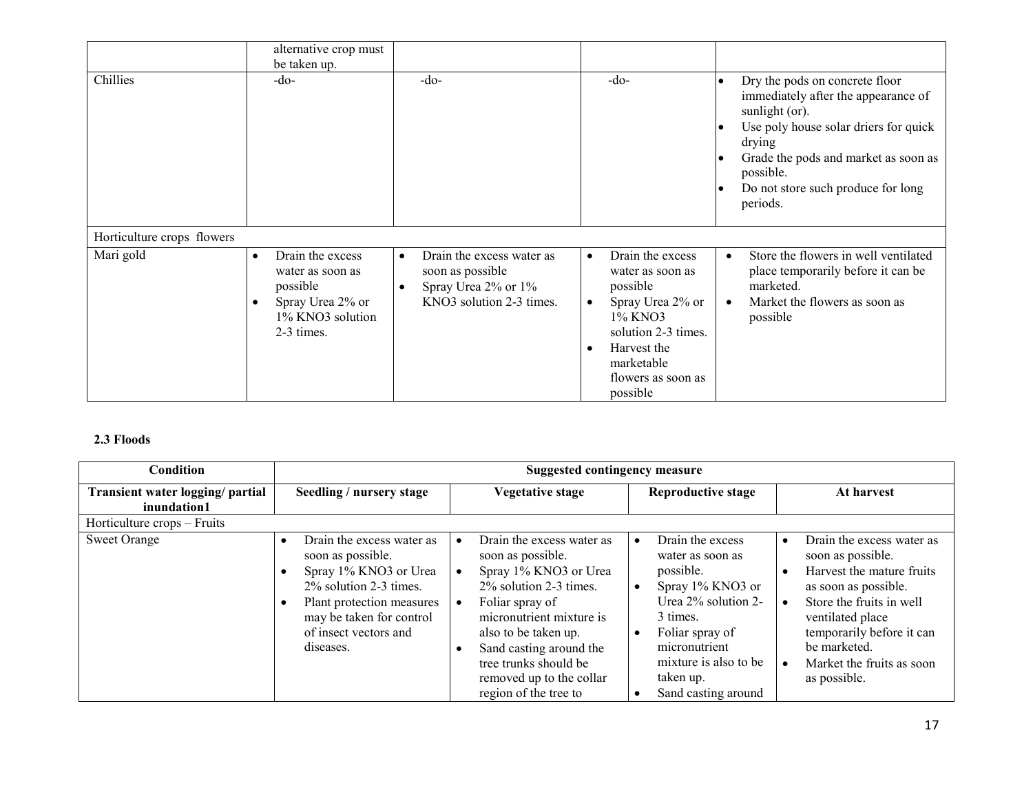| | | | | |
|---|---|---|---|---|
| | alternative crop must be taken up. | | | |
| Chillies | -do- | -do- | -do- | • Dry the pods on concrete floor immediately after the appearance of sunlight (or).<br>• Use poly house solar driers for quick drying<br>• Grade the pods and market as soon as possible.<br>• Do not store such produce for long periods. |
| Horticulture crops flowers | | | | |
| Mari gold | • Drain the excess water as soon as possible<br>• Spray Urea 2% or 1% KNO3 solution 2-3 times. | • Drain the excess water as soon as possible<br>• Spray Urea 2% or 1% KNO3 solution 2-3 times. | • Drain the excess water as soon as possible<br>• Spray Urea 2% or 1% KNO3 solution 2-3 times.<br>• Harvest the marketable flowers as soon as possible | • Store the flowers in well ventilated place temporarily before it can be marketed.<br>• Market the flowers as soon as possible |

**2.3 Floods**

| Condition | Suggested contingency measure | | | |
|---|---|---|---|---|
| **Transient water logging/ partial inundation1** | **Seedling / nursery stage** | **Vegetative stage** | **Reproductive stage** | **At harvest** |
| Horticulture crops – Fruits | | | | |
| Sweet Orange | • Drain the excess water as soon as possible.<br>• Spray 1% KNO3 or Urea 2% solution 2-3 times.<br>• Plant protection measures may be taken for control of insect vectors and diseases. | • Drain the excess water as soon as possible.<br>• Spray 1% KNO3 or Urea 2% solution 2-3 times.<br>• Foliar spray of micronutrient mixture is also to be taken up.<br>• Sand casting around the tree trunks should be removed up to the collar region of the tree to | • Drain the excess water as soon as possible.<br>• Spray 1% KNO3 or Urea 2% solution 2-3 times.<br>• Foliar spray of micronutrient mixture is also to be taken up.<br>• Sand casting around | • Drain the excess water as soon as possible.<br>• Harvest the mature fruits as soon as possible.<br>• Store the fruits in well ventilated place temporarily before it can be marketed.<br>• Market the fruits as soon as possible. |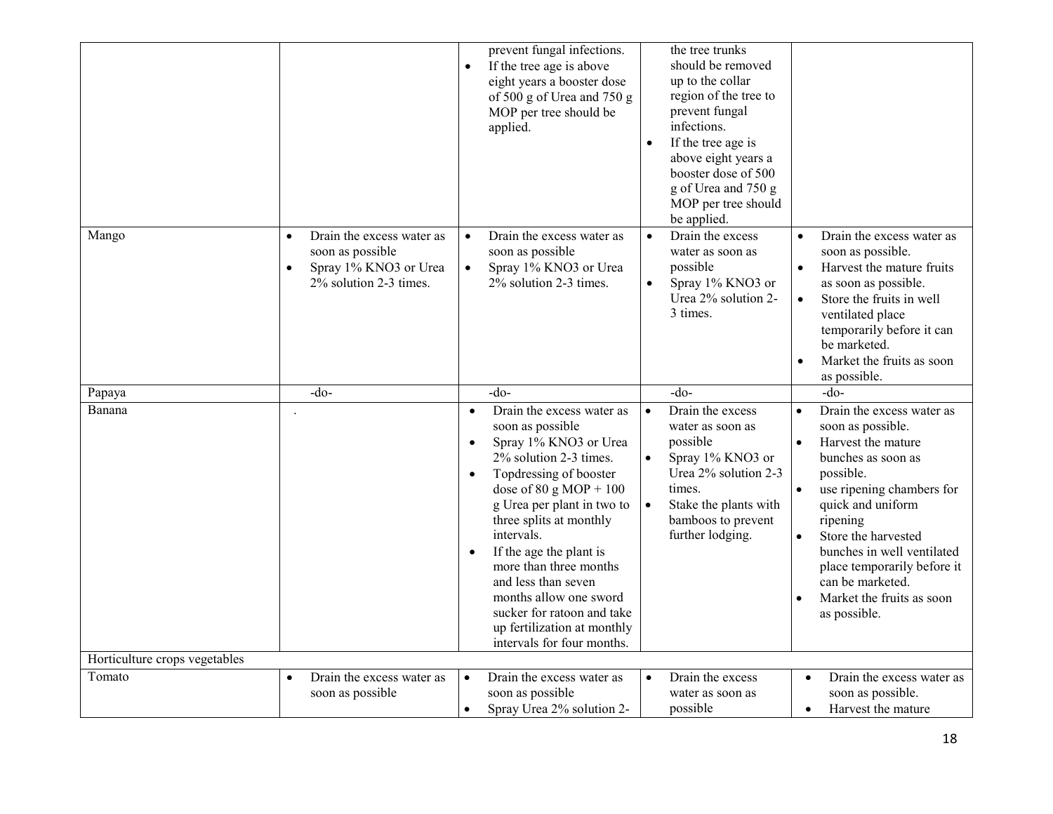| | | | | |
|---|---|---|---|---|
| | | • prevent fungal infections.<br>• If the tree age is above eight years a booster dose of 500 g of Urea and 750 g MOP per tree should be applied. | • the tree trunks should be removed up to the collar region of the tree to prevent fungal infections.<br>• If the tree age is above eight years a booster dose of 500 g of Urea and 750 g MOP per tree should be applied. | |
| Mango | • Drain the excess water as soon as possible<br>• Spray 1% KNO3 or Urea 2% solution 2-3 times. | • Drain the excess water as soon as possible<br>• Spray 1% KNO3 or Urea 2% solution 2-3 times. | • Drain the excess water as soon as possible<br>• Spray 1% KNO3 or Urea 2% solution 2-3 times. | • Drain the excess water as soon as possible.<br>• Harvest the mature fruits as soon as possible.<br>• Store the fruits in well ventilated place temporarily before it can be marketed.<br>• Market the fruits as soon as possible. |
| Papaya | -do- | -do- | -do- | -do- |
| Banana | . | • Drain the excess water as soon as possible<br>• Spray 1% KNO3 or Urea 2% solution 2-3 times.<br>• Topdressing of booster dose of 80 g MOP + 100 g Urea per plant in two to three splits at monthly intervals.<br>• If the age the plant is more than three months and less than seven months allow one sword sucker for ratoon and take up fertilization at monthly intervals for four months. | • Drain the excess water as soon as possible<br>• Spray 1% KNO3 or Urea 2% solution 2-3 times.<br>• Stake the plants with bamboos to prevent further lodging. | • Drain the excess water as soon as possible.<br>• Harvest the mature bunches as soon as possible.<br>• use ripening chambers for quick and uniform ripening<br>• Store the harvested bunches in well ventilated place temporarily before it can be marketed.<br>• Market the fruits as soon as possible. |
| Horticulture crops vegetables | | | | |
| Tomato | • Drain the excess water as soon as possible | • Drain the excess water as soon as possible<br>• Spray Urea 2% solution 2- | • Drain the excess water as soon as possible | • Drain the excess water as soon as possible.<br>• Harvest the mature |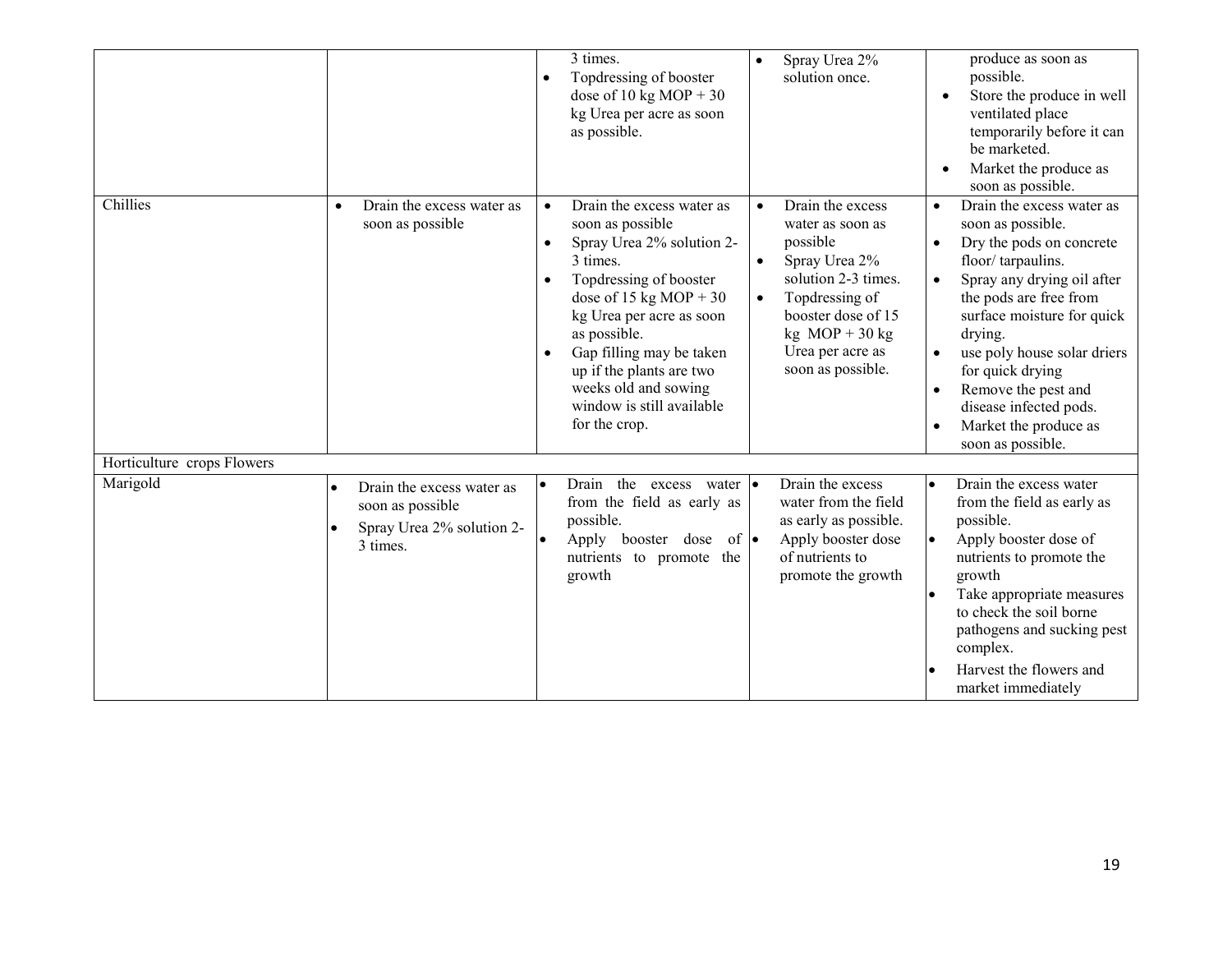| | | | | |
|---|---|---|---|---|
| | | • 3 times.<br>• Topdressing of booster dose of 10 kg MOP + 30 kg Urea per acre as soon as possible. | • Spray Urea 2% solution once. | • produce as soon as possible.<br>• Store the produce in well ventilated place temporarily before it can be marketed.<br>• Market the produce as soon as possible. |
| Chillies | • Drain the excess water as soon as possible | • Drain the excess water as soon as possible<br>• Spray Urea 2% solution 2-3 times.<br>• Topdressing of booster dose of 15 kg MOP + 30 kg Urea per acre as soon as possible.<br>• Gap filling may be taken up if the plants are two weeks old and sowing window is still available for the crop. | • Drain the excess water as soon as possible<br>• Spray Urea 2% solution 2-3 times.<br>• Topdressing of booster dose of 15 kg MOP + 30 kg Urea per acre as soon as possible. | • Drain the excess water as soon as possible.<br>• Dry the pods on concrete floor/ tarpaulins.<br>• Spray any drying oil after the pods are free from surface moisture for quick drying.<br>• use poly house solar driers for quick drying<br>• Remove the pest and disease infected pods.<br>• Market the produce as soon as possible. |
| Horticulture crops Flowers | | | | |
| Marigold | • Drain the excess water as soon as possible<br>• Spray Urea 2% solution 2-3 times. | • Drain the excess water from the field as early as possible.<br>• Apply booster dose of nutrients to promote the growth | • Drain the excess water from the field as early as possible.<br>• Apply booster dose of nutrients to promote the growth | • Drain the excess water from the field as early as possible.<br>• Apply booster dose of nutrients to promote the growth<br>• Take appropriate measures to check the soil borne pathogens and sucking pest complex.<br>• Harvest the flowers and market immediately |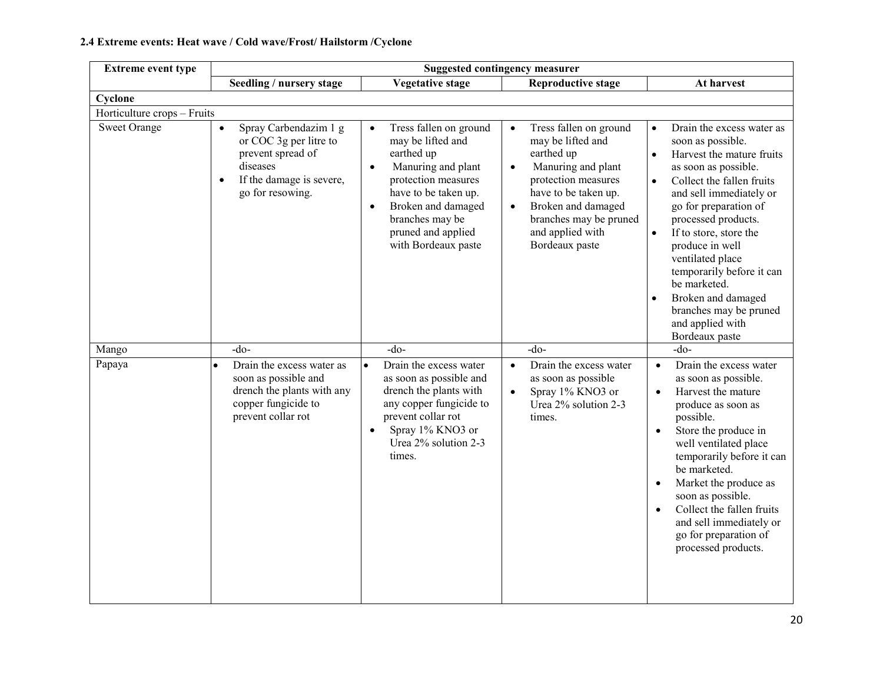**2.4 Extreme events: Heat wave / Cold wave/Frost/ Hailstorm /Cyclone**

| Extreme event type | Suggested contingency measurer | | | |
|---|---|---|---|---|
| | Seedling / nursery stage | Vegetative stage | Reproductive stage | At harvest |
| **Cyclone** | | | | |
| Horticulture crops – Fruits | | | | |
| Sweet Orange | • Spray Carbendazim 1 g or COC 3g per litre to prevent spread of diseases<br>• If the damage is severe, go for resowing. | • Tress fallen on ground may be lifted and earthed up<br>• Manuring and plant protection measures have to be taken up.<br>• Broken and damaged branches may be pruned and applied with Bordeaux paste | • Tress fallen on ground may be lifted and earthed up<br>• Manuring and plant protection measures have to be taken up.<br>• Broken and damaged branches may be pruned and applied with Bordeaux paste | • Drain the excess water as soon as possible.<br>• Harvest the mature fruits as soon as possible.<br>• Collect the fallen fruits and sell immediately or go for preparation of processed products.<br>• If to store, store the produce in well ventilated place temporarily before it can be marketed.<br>• Broken and damaged branches may be pruned and applied with Bordeaux paste |
| Mango | -do- | -do- | -do- | -do- |
| Papaya | • Drain the excess water as soon as possible and drench the plants with any copper fungicide to prevent collar rot | • Drain the excess water as soon as possible and drench the plants with any copper fungicide to prevent collar rot<br>• Spray 1% $KNO_3$ or Urea 2% solution 2-3 times. | • Drain the excess water as soon as possible<br>• Spray 1% $KNO_3$ or Urea 2% solution 2-3 times. | • Drain the excess water as soon as possible.<br>• Harvest the mature produce as soon as possible.<br>• Store the produce in well ventilated place temporarily before it can be marketed.<br>• Market the produce as soon as possible.<br>• Collect the fallen fruits and sell immediately or go for preparation of processed products. |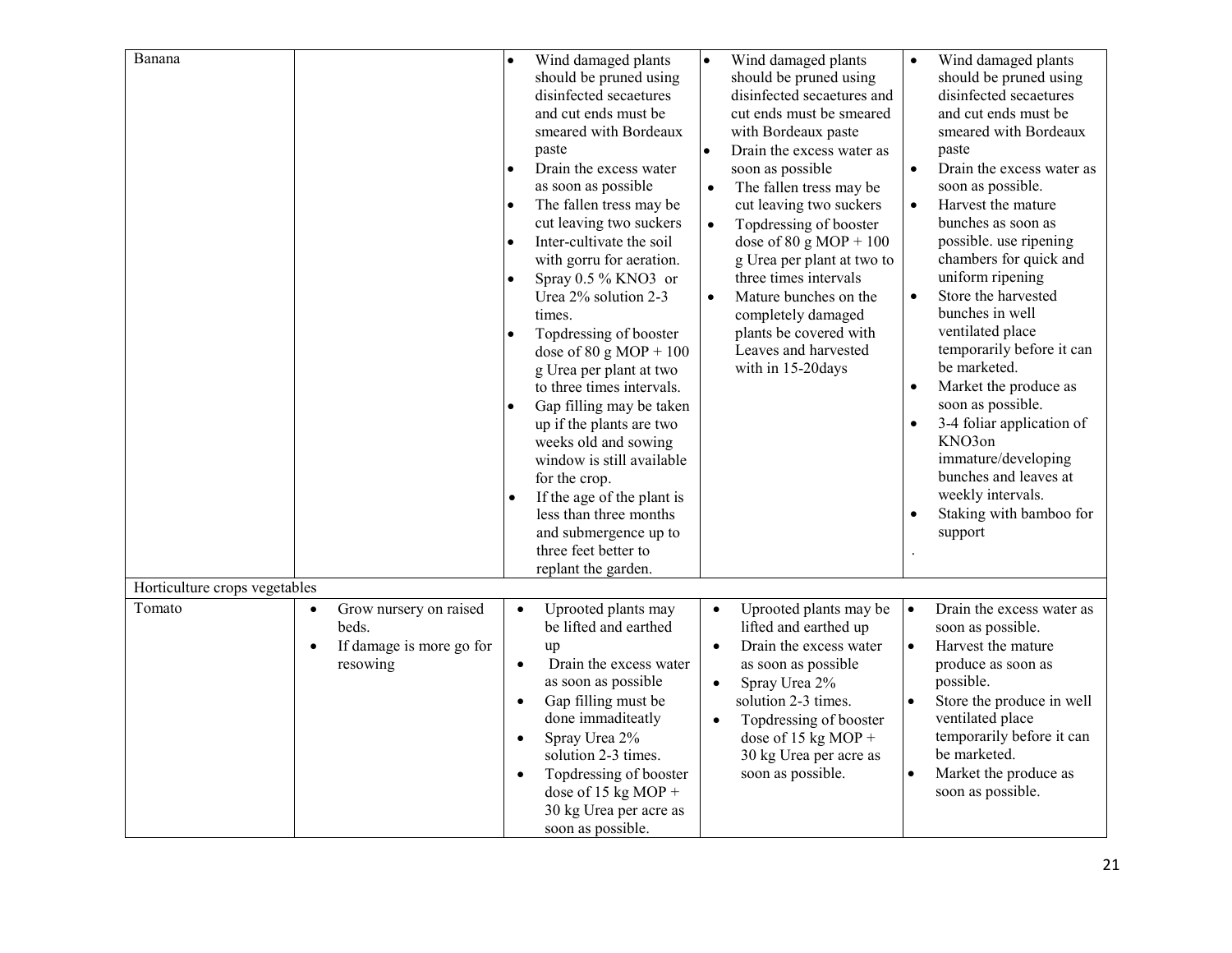| | | | | |
|---|---|---|---|---|
| Banana | | • Wind damaged plants should be pruned using disinfected secaetures and cut ends must be smeared with Bordeaux paste<br>• Drain the excess water as soon as possible<br>• The fallen tress may be cut leaving two suckers<br>• Inter-cultivate the soil with gorru for aeration.<br>• Spray 0.5 % KNO3 or Urea 2% solution 2-3 times.<br>• Topdressing of booster dose of 80 g MOP + 100 g Urea per plant at two to three times intervals.<br>• Gap filling may be taken up if the plants are two weeks old and sowing window is still available for the crop.<br>• If the age of the plant is less than three months and submergence up to three feet better to replant the garden. | • Wind damaged plants should be pruned using disinfected secaetures and cut ends must be smeared with Bordeaux paste<br>• Drain the excess water as soon as possible<br>• The fallen tress may be cut leaving two suckers<br>• Topdressing of booster dose of 80 g MOP + 100 g Urea per plant at two to three times intervals<br>• Mature bunches on the completely damaged plants be covered with Leaves and harvested with in 15-20days | • Wind damaged plants should be pruned using disinfected secaetures and cut ends must be smeared with Bordeaux paste<br>• Drain the excess water as soon as possible.<br>• Harvest the mature bunches as soon as possible. use ripening chambers for quick and uniform ripening<br>• Store the harvested bunches in well ventilated place temporarily before it can be marketed.<br>• Market the produce as soon as possible.<br>• 3-4 foliar application of KNO3on immature/developing bunches and leaves at weekly intervals.<br>• Staking with bamboo for support<br>. |
| Horticulture crops vegetables | | | | |
| Tomato | • Grow nursery on raised beds.<br>• If damage is more go for resowing | • Uprooted plants may be lifted and earthed up<br>• Drain the excess water as soon as possible<br>• Gap filling must be done immaditeatly<br>• Spray Urea 2% solution 2-3 times.<br>• Topdressing of booster dose of 15 kg MOP + 30 kg Urea per acre as soon as possible. | • Uprooted plants may be lifted and earthed up<br>• Drain the excess water as soon as possible<br>• Spray Urea 2% solution 2-3 times.<br>• Topdressing of booster dose of 15 kg MOP + 30 kg Urea per acre as soon as possible. | • Drain the excess water as soon as possible.<br>• Harvest the mature produce as soon as possible.<br>• Store the produce in well ventilated place temporarily before it can be marketed.<br>• Market the produce as soon as possible. |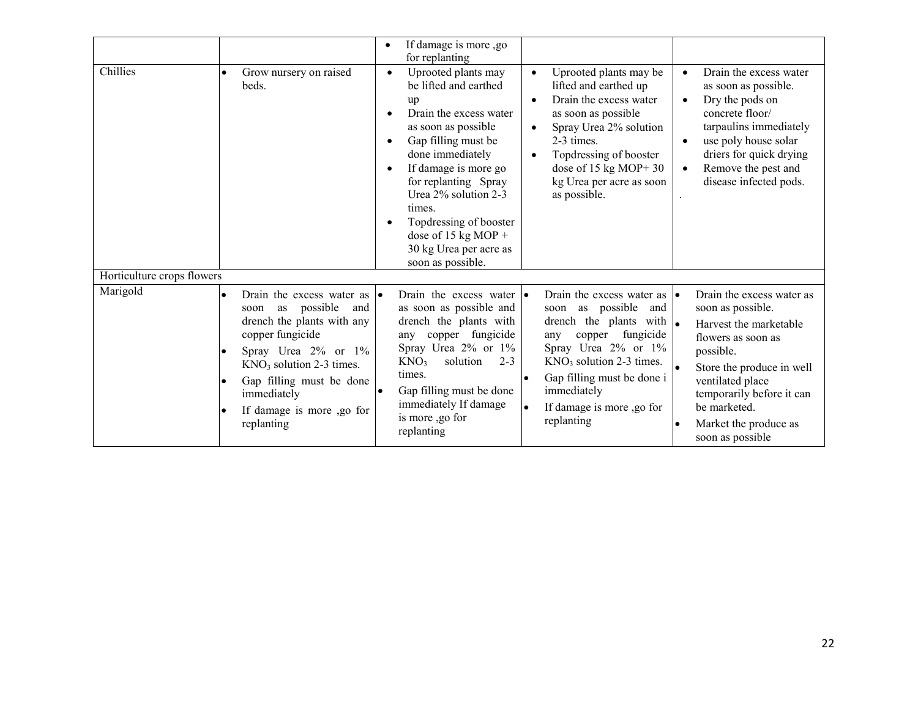| | | | | |
|---|---|---|---|---|
| | | • If damage is more ,go for replanting | | |
| Chillies | • Grow nursery on raised beds. | • Uprooted plants may be lifted and earthed up<br>• Drain the excess water as soon as possible<br>• Gap filling must be done immediately<br>• If damage is more go for replanting Spray Urea 2% solution 2-3 times.<br>• Topdressing of booster dose of 15 kg MOP + 30 kg Urea per acre as soon as possible. | • Uprooted plants may be lifted and earthed up<br>• Drain the excess water as soon as possible<br>• Spray Urea 2% solution 2-3 times.<br>• Topdressing of booster dose of 15 kg MOP+ 30 kg Urea per acre as soon as possible. | • Drain the excess water as soon as possible.<br>• Dry the pods on concrete floor/ tarpaulins immediately<br>• use poly house solar driers for quick drying<br>• Remove the pest and disease infected pods.<br>. |
| Horticulture crops flowers | | | | |
| Marigold | • Drain the excess water as soon as possible and drench the plants with any copper fungicide<br>• Spray Urea 2% or 1% $KNO_3$ solution 2-3 times.<br>• Gap filling must be done immediately<br>• If damage is more ,go for replanting | • Drain the excess water as soon as possible and drench the plants with any copper fungicide Spray Urea 2% or 1% $KNO_3$ solution 2-3 times.<br>• Gap filling must be done immediately If damage is more ,go for replanting | • Drain the excess water as soon as possible and drench the plants with any copper fungicide Spray Urea 2% or 1% $KNO_3$ solution 2-3 times.<br>• Gap filling must be done i immediately<br>• If damage is more ,go for replanting | • Drain the excess water as soon as possible.<br>• Harvest the marketable flowers as soon as possible.<br>• Store the produce in well ventilated place temporarily before it can be marketed.<br>• Market the produce as soon as possible |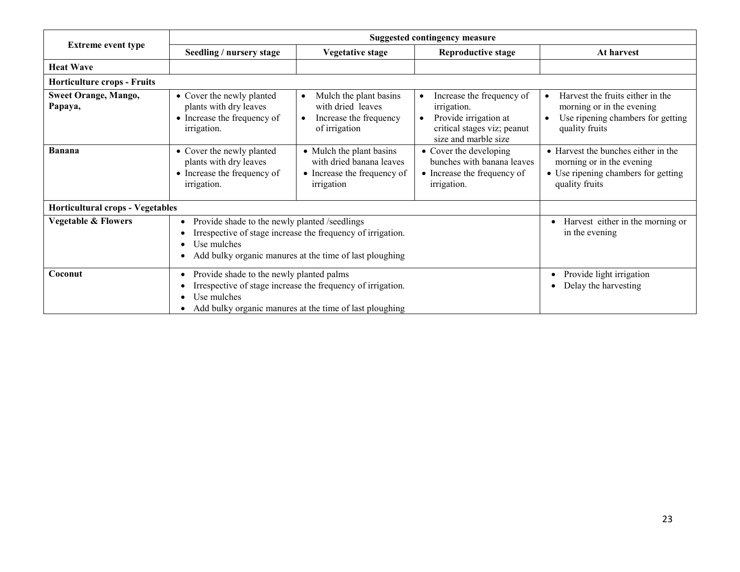| Extreme event type | Suggested contingency measure | | | |
|---|---|---|---|---|
| | Seedling / nursery stage | Vegetative stage | Reproductive stage | At harvest |
| **Heat Wave** | | | | |
| **Horticulture crops - Fruits** | | | | |
| **Sweet Orange, Mango, Papaya,** | • Cover the newly planted plants with dry leaves<br>• Increase the frequency of irrigation. | • Mulch the plant basins with dried leaves<br>• Increase the frequency of irrigation | • Increase the frequency of irrigation.<br>• Provide irrigation at critical stages viz; peanut size and marble size | • Harvest the fruits either in the morning or in the evening<br>• Use ripening chambers for getting quality fruits |
| **Banana** | • Cover the newly planted plants with dry leaves<br>• Increase the frequency of irrigation. | • Mulch the plant basins with dried banana leaves<br>• Increase the frequency of irrigation | • Cover the developing bunches with banana leaves<br>• Increase the frequency of irrigation. | • Harvest the bunches either in the morning or in the evening<br>• Use ripening chambers for getting quality fruits |
| **Horticultural crops - Vegetables** | | | | |
| **Vegetable & Flowers** | • Provide shade to the newly planted /seedlings<br>• Irrespective of stage increase the frequency of irrigation.<br>• Use mulches<br>• Add bulky organic manures at the time of last ploughing | | | • Harvest either in the morning or in the evening |
| **Coconut** | • Provide shade to the newly planted palms<br>• Irrespective of stage increase the frequency of irrigation.<br>• Use mulches<br>• Add bulky organic manures at the time of last ploughing | | | • Provide light irrigation<br>• Delay the harvesting |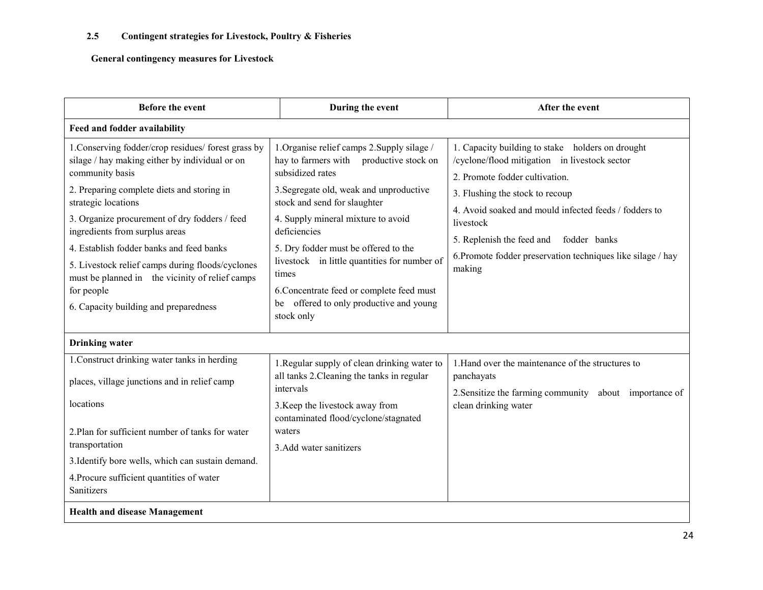### 2.5 Contingent strategies for Livestock, Poultry & Fisheries

**General contingency measures for Livestock**

| Before the event | During the event | After the event |
|---|---|---|
| **Feed and fodder availability** | | |
| 1.Conserving fodder/crop residues/ forest grass by silage / hay making either by individual or on community basis<br>2. Preparing complete diets and storing in strategic locations<br>3. Organize procurement of dry fodders / feed ingredients from surplus areas<br>4. Establish fodder banks and feed banks<br>5. Livestock relief camps during floods/cyclones must be planned in the vicinity of relief camps for people<br>6. Capacity building and preparedness | 1.Organise relief camps 2.Supply silage / hay to farmers with productive stock on subsidized rates<br>3.Segregate old, weak and unproductive stock and send for slaughter<br>4. Supply mineral mixture to avoid deficiencies<br>5. Dry fodder must be offered to the livestock in little quantities for number of times<br>6.Concentrate feed or complete feed must be offered to only productive and young stock only | 1. Capacity building to stake holders on drought /cyclone/flood mitigation in livestock sector<br>2. Promote fodder cultivation.<br>3. Flushing the stock to recoup<br>4. Avoid soaked and mould infected feeds / fodders to livestock<br>5. Replenish the feed and fodder banks<br>6.Promote fodder preservation techniques like silage / hay making |
| **Drinking water** | | |
| 1.Construct drinking water tanks in herding places, village junctions and in relief camp locations<br>2.Plan for sufficient number of tanks for water transportation<br>3.Identify bore wells, which can sustain demand.<br>4.Procure sufficient quantities of water Sanitizers | 1.Regular supply of clean drinking water to all tanks 2.Cleaning the tanks in regular intervals<br>3.Keep the livestock away from contaminated flood/cyclone/stagnated waters<br>3.Add water sanitizers | 1.Hand over the maintenance of the structures to panchayats<br>2.Sensitize the farming community about importance of clean drinking water |
| **Health and disease Management** | | |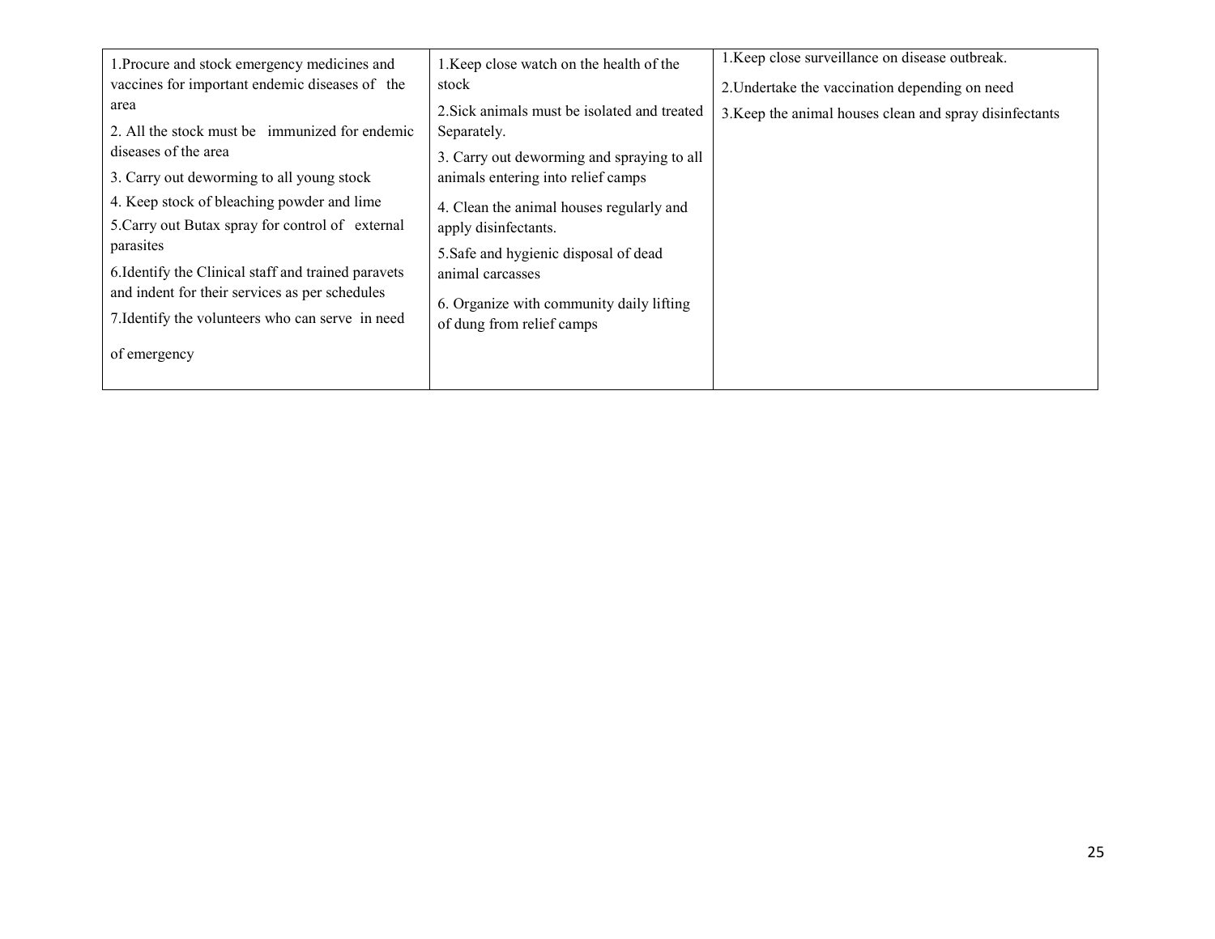| | | |
|---|---|---|
| 1.Procure and stock emergency medicines and vaccines for important endemic diseases of the area<br>2. All the stock must be immunized for endemic diseases of the area<br>3. Carry out deworming to all young stock<br>4. Keep stock of bleaching powder and lime<br>5.Carry out Butax spray for control of external parasites<br>6.Identify the Clinical staff and trained paravets and indent for their services as per schedules<br>7.Identify the volunteers who can serve in need of emergency | 1.Keep close watch on the health of the stock<br>2.Sick animals must be isolated and treated Separately.<br>3. Carry out deworming and spraying to all animals entering into relief camps<br>4. Clean the animal houses regularly and apply disinfectants.<br>5.Safe and hygienic disposal of dead animal carcasses<br>6. Organize with community daily lifting of dung from relief camps | 1.Keep close surveillance on disease outbreak.<br>2.Undertake the vaccination depending on need<br>3.Keep the animal houses clean and spray disinfectants |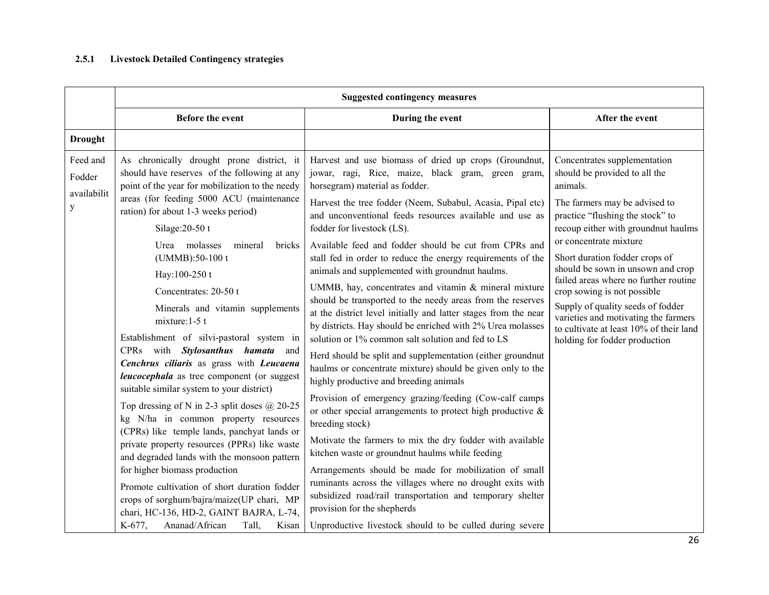### 2.5.1 Livestock Detailed Contingency strategies

| | Suggested contingency measures | | |
|---|---|---|---|
| | **Before the event** | **During the event** | **After the event** |
| **Drought** | | | |
| Feed and Fodder availability | As chronically drought prone district, it should have reserves of the following at any point of the year for mobilization to the needy areas (for feeding 5000 ACU (maintenance ration) for about 1-3 weeks period)<br>Silage:20-50 t<br>Urea molasses mineral bricks (UMMB):50-100 t<br>Hay:100-250 t<br>Concentrates: 20-50 t<br>Minerals and vitamin supplements mixture:1-5 t<br>Establishment of silvi-pastoral system in CPRs with ***Stylosanthus hamata*** and ***Cenchrus ciliaris*** as grass with ***Leucaena leucocephala*** as tree component (or suggest suitable similar system to your district)<br>Top dressing of N in 2-3 split doses @ 20-25 kg N/ha in common property resources (CPRs) like temple lands, panchyat lands or private property resources (PPRs) like waste and degraded lands with the monsoon pattern for higher biomass production<br>Promote cultivation of short duration fodder crops of sorghum/bajra/maize(UP chari, MP chari, HC-136, HD-2, GAINT BAJRA, L-74, K-677, Ananad/African Tall, Kisan | Harvest and use biomass of dried up crops (Groundnut, jowar, ragi, Rice, maize, black gram, green gram, horsegram) material as fodder.<br>Harvest the tree fodder (Neem, Subabul, Acasia, Pipal etc) and unconventional feeds resources available and use as fodder for livestock (LS).<br>Available feed and fodder should be cut from CPRs and stall fed in order to reduce the energy requirements of the animals and supplemented with groundnut haulms.<br>UMMB, hay, concentrates and vitamin & mineral mixture should be transported to the needy areas from the reserves at the district level initially and latter stages from the near by districts. Hay should be enriched with 2% Urea molasses solution or 1% common salt solution and fed to LS<br>Herd should be split and supplementation (either groundnut haulms or concentrate mixture) should be given only to the highly productive and breeding animals<br>Provision of emergency grazing/feeding (Cow-calf camps or other special arrangements to protect high productive & breeding stock)<br>Motivate the farmers to mix the dry fodder with available kitchen waste or groundnut haulms while feeding<br>Arrangements should be made for mobilization of small ruminants across the villages where no drought exits with subsidized road/rail transportation and temporary shelter provision for the shepherds<br>Unproductive livestock should to be culled during severe | Concentrates supplementation should be provided to all the animals.<br>The farmers may be advised to practice "flushing the stock" to recoup either with groundnut haulms or concentrate mixture<br>Short duration fodder crops of should be sown in unsown and crop failed areas where no further routine crop sowing is not possible<br>Supply of quality seeds of fodder varieties and motivating the farmers to cultivate at least 10% of their land holding for fodder production |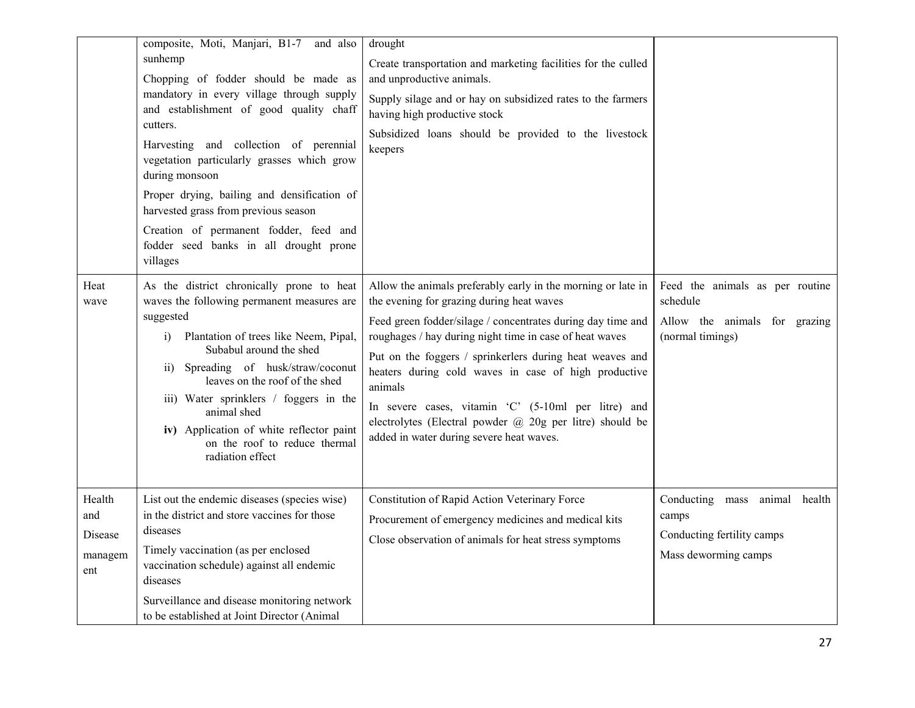| | | | |
|---|---|---|---|
| | composite, Moti, Manjari, B1-7 and also sunhemp<br><br>Chopping of fodder should be made as mandatory in every village through supply and establishment of good quality chaff cutters.<br><br>Harvesting and collection of perennial vegetation particularly grasses which grow during monsoon<br><br>Proper drying, bailing and densification of harvested grass from previous season<br><br>Creation of permanent fodder, feed and fodder seed banks in all drought prone villages | drought<br><br>Create transportation and marketing facilities for the culled and unproductive animals.<br><br>Supply silage and or hay on subsidized rates to the farmers having high productive stock<br><br>Subsidized loans should be provided to the livestock keepers | |
| Heat wave | As the district chronically prone to heat waves the following permanent measures are suggested<br><br>i) Plantation of trees like Neem, Pipal, Subabul around the shed<br>ii) Spreading of husk/straw/coconut leaves on the roof of the shed<br>iii) Water sprinklers / foggers in the animal shed<br>**iv)** Application of white reflector paint on the roof to reduce thermal radiation effect | Allow the animals preferably early in the morning or late in the evening for grazing during heat waves<br><br>Feed green fodder/silage / concentrates during day time and roughages / hay during night time in case of heat waves<br><br>Put on the foggers / sprinkerlers during heat weaves and heaters during cold waves in case of high productive animals<br><br>In severe cases, vitamin 'C' (5-10ml per litre) and electrolytes (Electral powder @ 20g per litre) should be added in water during severe heat waves. | Feed the animals as per routine schedule<br><br>Allow the animals for grazing (normal timings) |
| Health and Disease management | List out the endemic diseases (species wise) in the district and store vaccines for those diseases<br><br>Timely vaccination (as per enclosed vaccination schedule) against all endemic diseases<br><br>Surveillance and disease monitoring network to be established at Joint Director (Animal | Constitution of Rapid Action Veterinary Force<br><br>Procurement of emergency medicines and medical kits<br><br>Close observation of animals for heat stress symptoms | Conducting mass animal health camps<br><br>Conducting fertility camps<br><br>Mass deworming camps |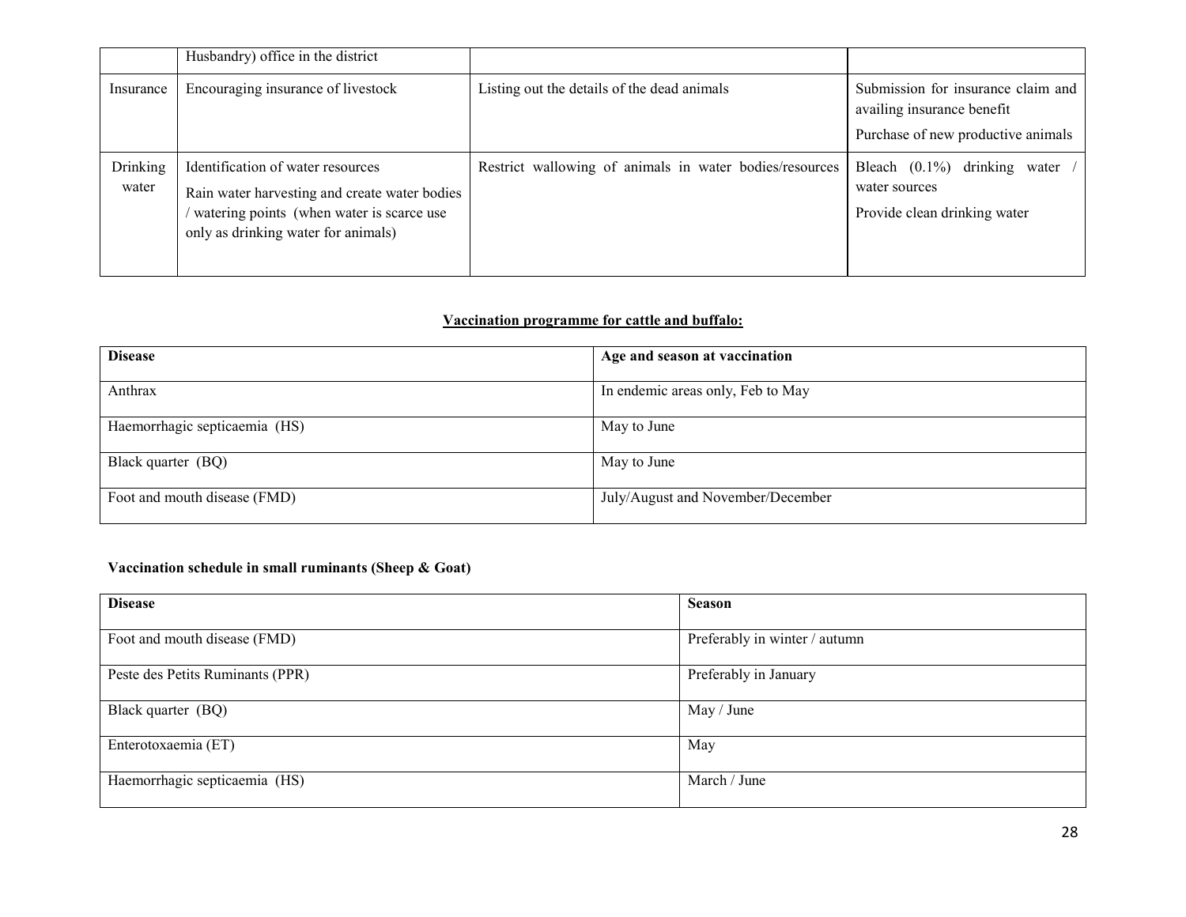|  | Husbandry) office in the district |  |  |
|---|---|---|---|
| Insurance | Encouraging insurance of livestock | Listing out the details of the dead animals | Submission for insurance claim and availing insurance benefit<br>Purchase of new productive animals |
| Drinking water | Identification of water resources<br>Rain water harvesting and create water bodies / watering points (when water is scarce use only as drinking water for animals) | Restrict wallowing of animals in water bodies/resources | Bleach (0.1%) drinking water / water sources<br>Provide clean drinking water |

**Vaccination programme for cattle and buffalo:**

| Disease | Age and season at vaccination |
|---|---|
| Anthrax | In endemic areas only, Feb to May |
| Haemorrhagic septicaemia (HS) | May to June |
| Black quarter (BQ) | May to June |
| Foot and mouth disease (FMD) | July/August and November/December |

**Vaccination schedule in small ruminants (Sheep & Goat)**

| Disease | Season |
|---|---|
| Foot and mouth disease (FMD) | Preferably in winter / autumn |
| Peste des Petits Ruminants (PPR) | Preferably in January |
| Black quarter (BQ) | May / June |
| Enterotoxaemia (ET) | May |
| Haemorrhagic septicaemia (HS) | March / June |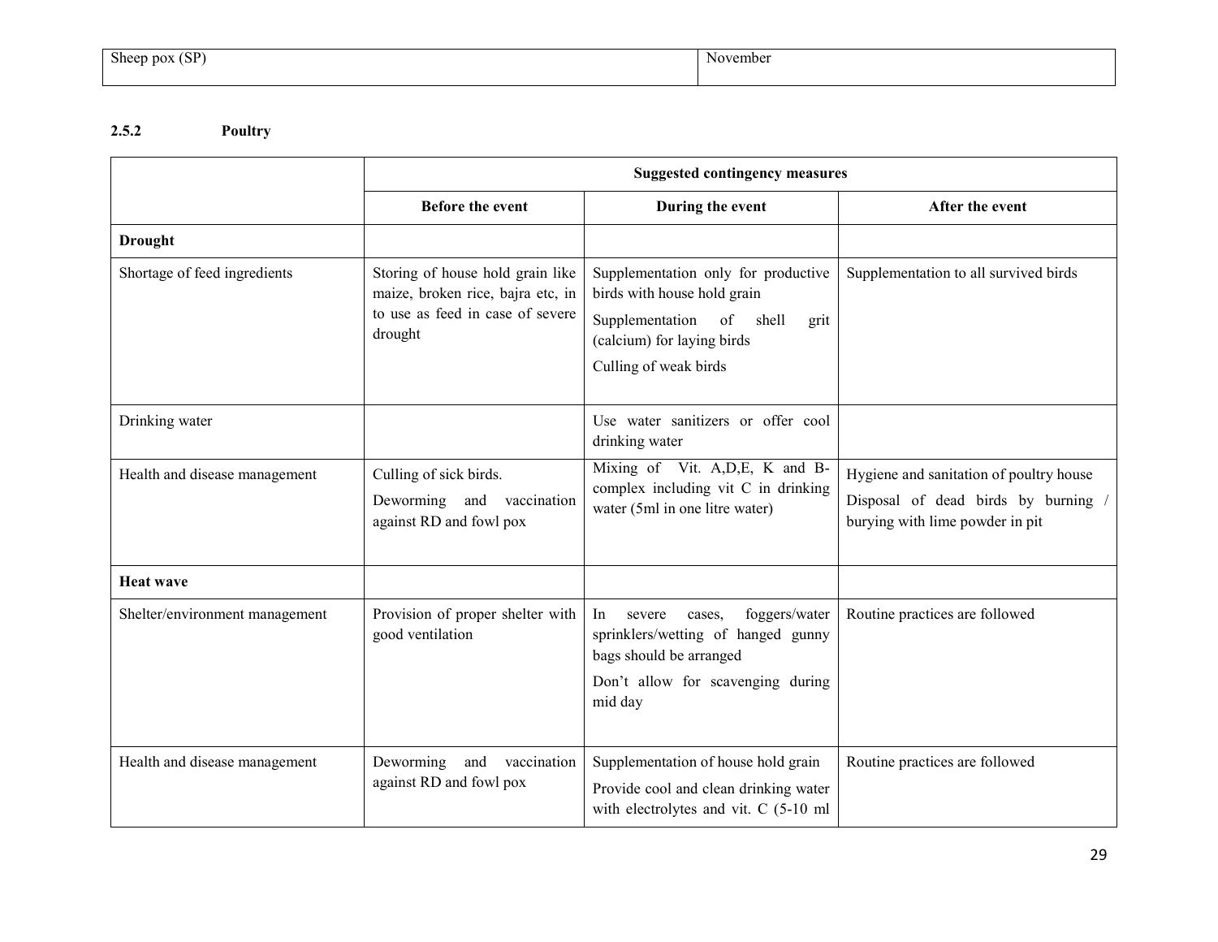| Sheep pox (SP) | November |
|---|---|

**2.5.2 Poultry**

| | Suggested contingency measures | | |
|---|---|---|---|
| | **Before the event** | **During the event** | **After the event** |
| **Drought** | | | |
| Shortage of feed ingredients | Storing of house hold grain like maize, broken rice, bajra etc, in to use as feed in case of severe drought | Supplementation only for productive birds with house hold grain<br>Supplementation of shell grit (calcium) for laying birds<br>Culling of weak birds | Supplementation to all survived birds |
| Drinking water | | Use water sanitizers or offer cool drinking water | |
| Health and disease management | Culling of sick birds.<br>Deworming and vaccination against RD and fowl pox | Mixing of Vit. A,D,E, K and B-complex including vit C in drinking water (5ml in one litre water) | Hygiene and sanitation of poultry house<br>Disposal of dead birds by burning / burying with lime powder in pit |
| **Heat wave** | | | |
| Shelter/environment management | Provision of proper shelter with good ventilation | In severe cases, foggers/water sprinklers/wetting of hanged gunny bags should be arranged<br>Don't allow for scavenging during mid day | Routine practices are followed |
| Health and disease management | Deworming and vaccination against RD and fowl pox | Supplementation of house hold grain<br>Provide cool and clean drinking water with electrolytes and vit. C (5-10 ml | Routine practices are followed |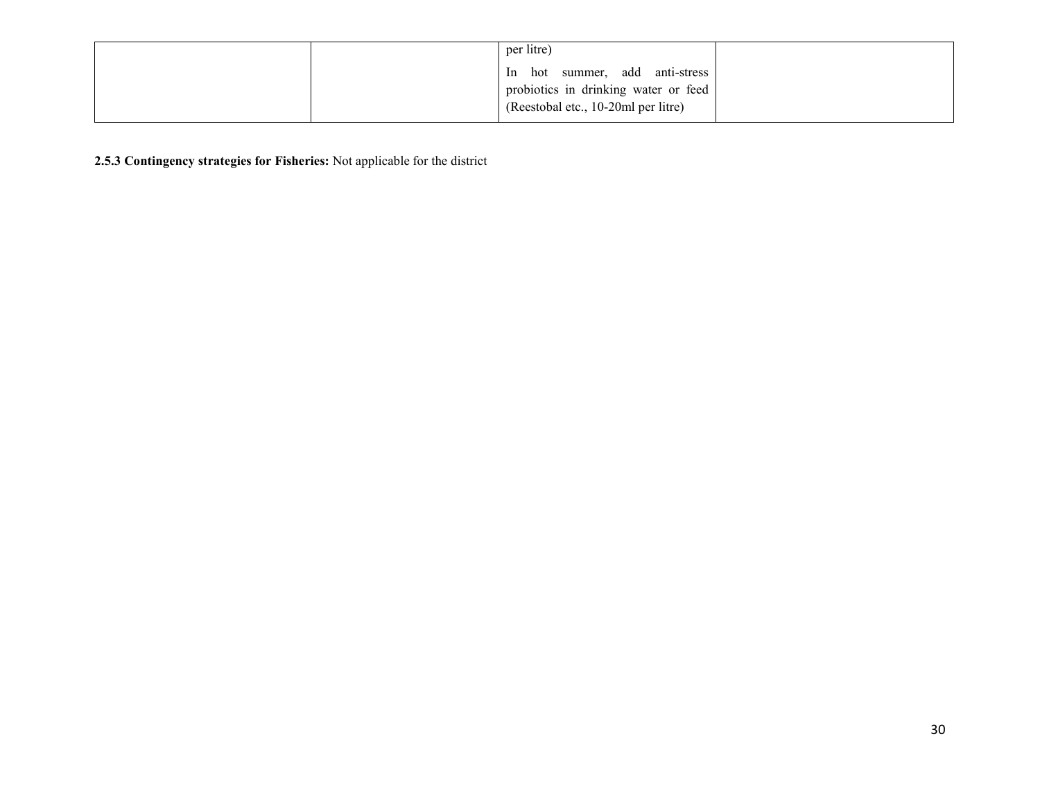| | | | |
|---|---|---|---|
| | | per litre)<br>In hot summer, add anti-stress probiotics in drinking water or feed (Reestobal etc., 10-20ml per litre) | |

**2.5.3 Contingency strategies for Fisheries:** Not applicable for the district